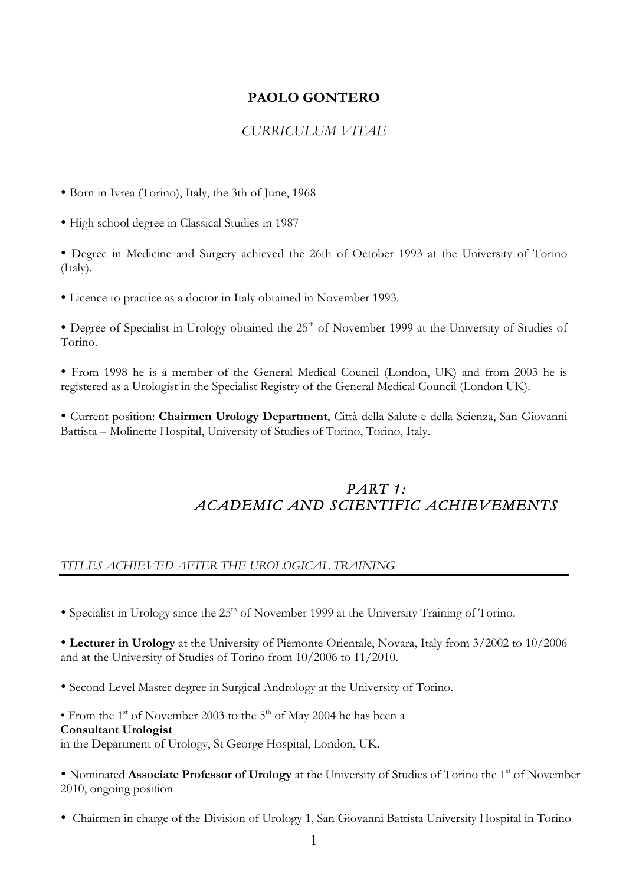# PAOLO GONTERO

*CURRICULUM VITAE*

• Born in Ivrea (Torino), Italy, the 3th of June, 1968

• High school degree in Classical Studies in 1987

• Degree in Medicine and Surgery achieved the 26th of October 1993 at the University of Torino (Italy).

• Licence to practice as a doctor in Italy obtained in November 1993.

• Degree of Specialist in Urology obtained the 25th of November 1999 at the University of Studies of Torino.

• From 1998 he is a member of the General Medical Council (London, UK) and from 2003 he is registered as a Urologist in the Specialist Registry of the General Medical Council (London UK).

• Current position: **Chairmen Urology Department**, Città della Salute e della Scienza, San Giovanni Battista – Molinette Hospital, University of Studies of Torino, Torino, Italy.

## *PART 1: ACADEMIC AND SCIENTIFIC ACHIEVEMENTS*

### *TITLES ACHIEVED AFTER THE UROLOGICAL TRAINING*

• Specialist in Urology since the 25th of November 1999 at the University Training of Torino.

• **Lecturer in Urology** at the University of Piemonte Orientale, Novara, Italy from 3/2002 to 10/2006 and at the University of Studies of Torino from 10/2006 to 11/2010.

• Second Level Master degree in Surgical Andrology at the University of Torino.

• From the 1st of November 2003 to the 5th of May 2004 he has been a
**Consultant Urologist**
in the Department of Urology, St George Hospital, London, UK.

• Nominated **Associate Professor of Urology** at the University of Studies of Torino the 1st of November 2010, ongoing position

• Chairmen in charge of the Division of Urology 1, San Giovanni Battista University Hospital in Torino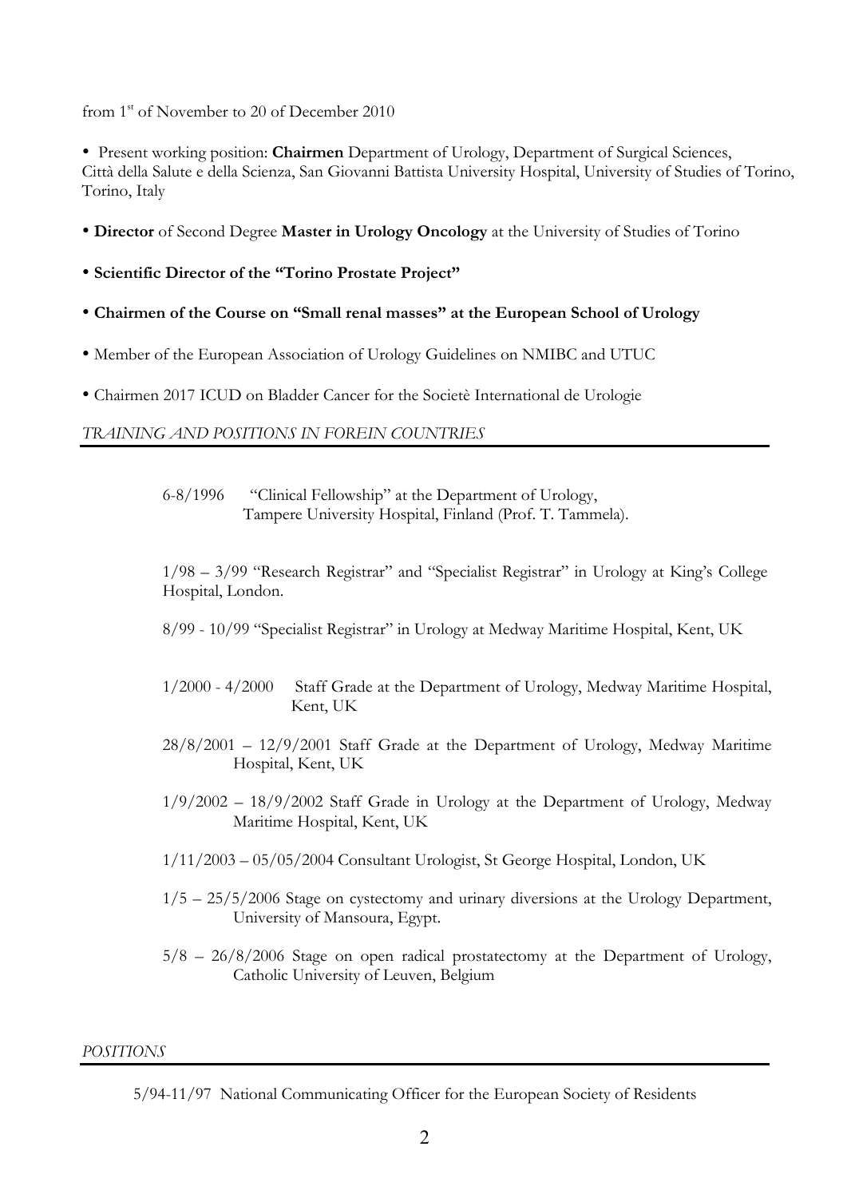from 1st of November to 20 of December 2010

- Present working position: **Chairmen** Department of Urology, Department of Surgical Sciences, Città della Salute e della Scienza, San Giovanni Battista University Hospital, University of Studies of Torino, Torino, Italy
- **Director** of Second Degree **Master in Urology Oncology** at the University of Studies of Torino
- **Scientific Director of the "Torino Prostate Project"**
- **Chairmen of the Course on "Small renal masses" at the European School of Urology**
- Member of the European Association of Urology Guidelines on NMIBC and UTUC
- Chairmen 2017 ICUD on Bladder Cancer for the Societè International de Urologie

*TRAINING AND POSITIONS IN FOREIN COUNTRIES*

6-8/1996 "Clinical Fellowship" at the Department of Urology, Tampere University Hospital, Finland (Prof. T. Tammela).

1/98 – 3/99 "Research Registrar" and "Specialist Registrar" in Urology at King's College Hospital, London.

8/99 - 10/99 "Specialist Registrar" in Urology at Medway Maritime Hospital, Kent, UK

1/2000 - 4/2000 Staff Grade at the Department of Urology, Medway Maritime Hospital, Kent, UK

28/8/2001 – 12/9/2001 Staff Grade at the Department of Urology, Medway Maritime Hospital, Kent, UK

1/9/2002 – 18/9/2002 Staff Grade in Urology at the Department of Urology, Medway Maritime Hospital, Kent, UK

1/11/2003 – 05/05/2004 Consultant Urologist, St George Hospital, London, UK

1/5 – 25/5/2006 Stage on cystectomy and urinary diversions at the Urology Department, University of Mansoura, Egypt.

5/8 – 26/8/2006 Stage on open radical prostatectomy at the Department of Urology, Catholic University of Leuven, Belgium

*POSITIONS*

5/94-11/97 National Communicating Officer for the European Society of Residents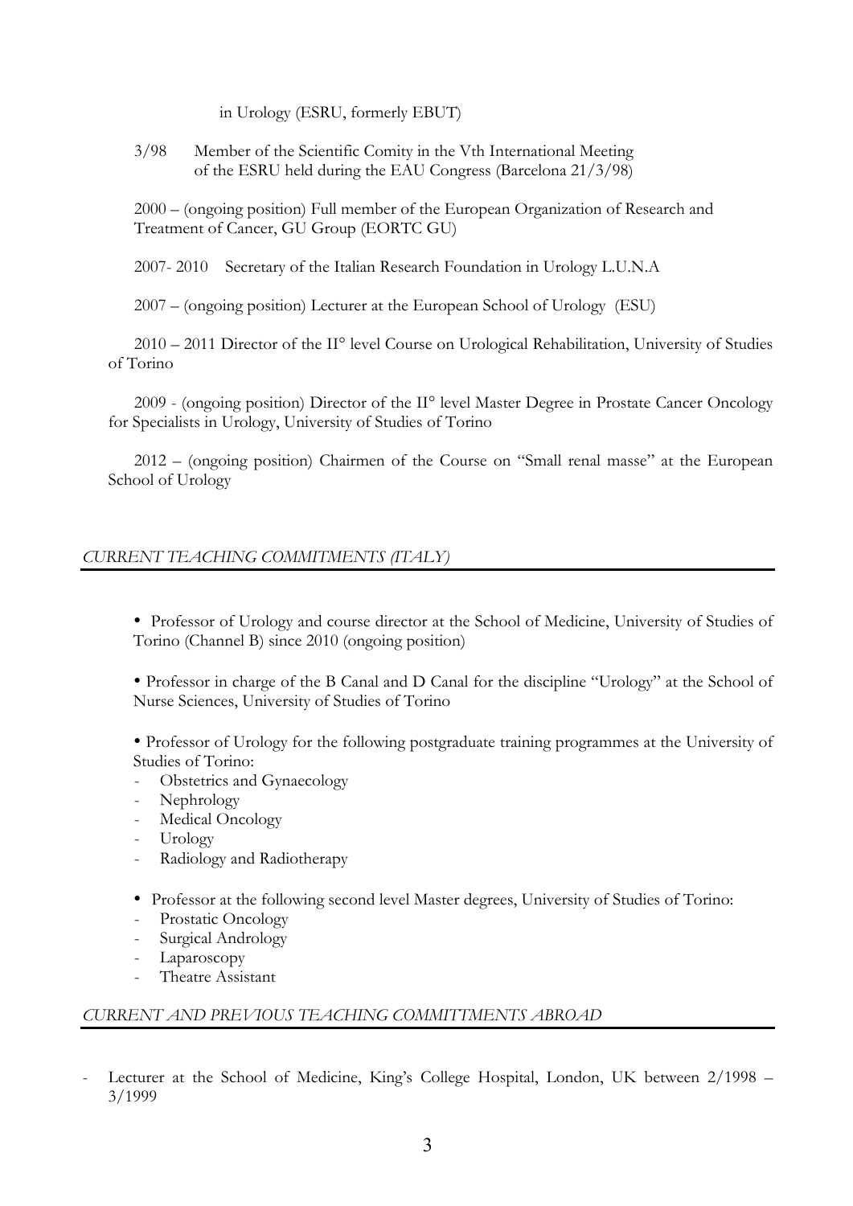in Urology (ESRU, formerly EBUT)

3/98 Member of the Scientific Comity in the Vth International Meeting of the ESRU held during the EAU Congress (Barcelona 21/3/98)

2000 – (ongoing position) Full member of the European Organization of Research and Treatment of Cancer, GU Group (EORTC GU)

2007- 2010 Secretary of the Italian Research Foundation in Urology L.U.N.A

2007 – (ongoing position) Lecturer at the European School of Urology (ESU)

2010 – 2011 Director of the II° level Course on Urological Rehabilitation, University of Studies of Torino

2009 - (ongoing position) Director of the II° level Master Degree in Prostate Cancer Oncology for Specialists in Urology, University of Studies of Torino

2012 – (ongoing position) Chairmen of the Course on "Small renal masse" at the European School of Urology

## *CURRENT TEACHING COMMITMENTS (ITALY)*

- Professor of Urology and course director at the School of Medicine, University of Studies of Torino (Channel B) since 2010 (ongoing position)

- Professor in charge of the B Canal and D Canal for the discipline "Urology" at the School of Nurse Sciences, University of Studies of Torino

- Professor of Urology for the following postgraduate training programmes at the University of Studies of Torino:
  - Obstetrics and Gynaecology
  - Nephrology
  - Medical Oncology
  - Urology
  - Radiology and Radiotherapy

- Professor at the following second level Master degrees, University of Studies of Torino:
  - Prostatic Oncology
  - Surgical Andrology
  - Laparoscopy
  - Theatre Assistant

## *CURRENT AND PREVIOUS TEACHING COMMITTMENTS ABROAD*

- Lecturer at the School of Medicine, King's College Hospital, London, UK between 2/1998 – 3/1999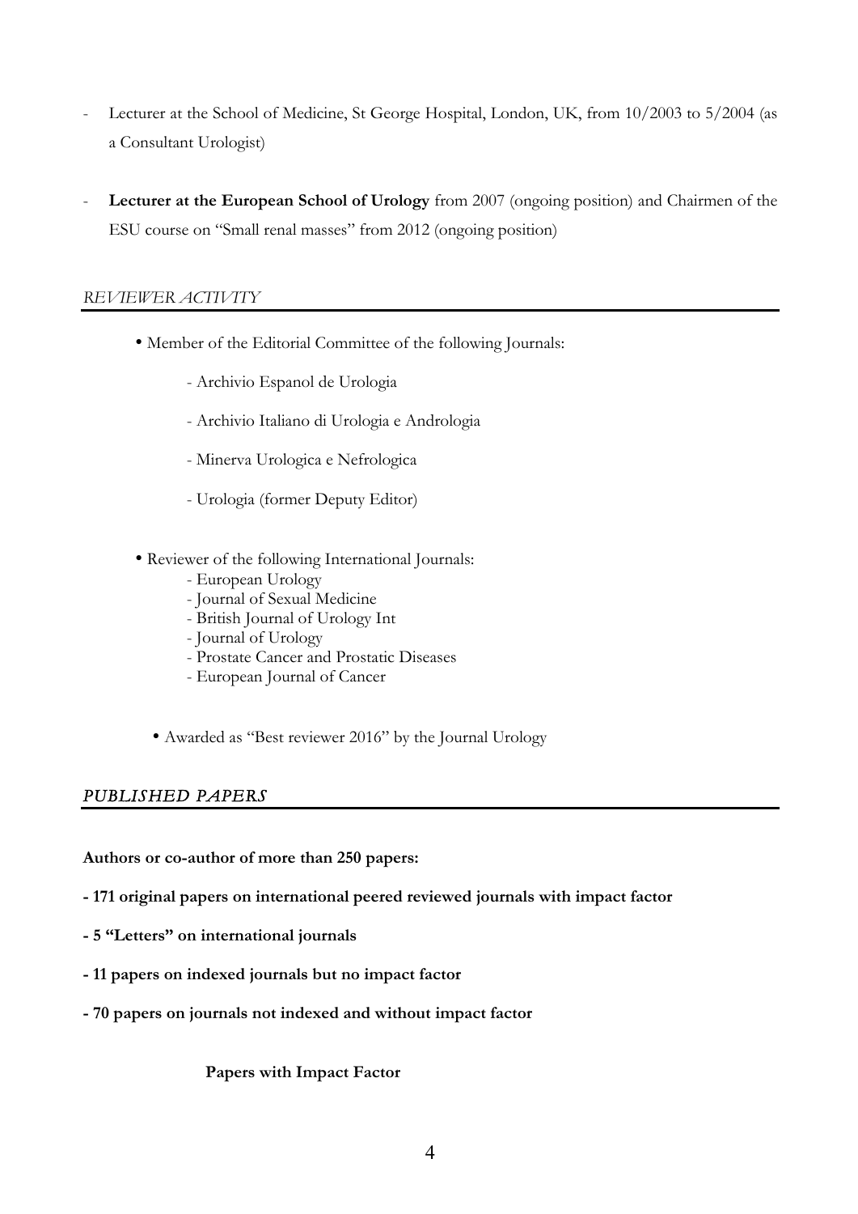- Lecturer at the School of Medicine, St George Hospital, London, UK, from 10/2003 to 5/2004 (as a Consultant Urologist)

- **Lecturer at the European School of Urology** from 2007 (ongoing position) and Chairmen of the ESU course on "Small renal masses" from 2012 (ongoing position)

## *REVIEWER ACTIVITY*

- Member of the Editorial Committee of the following Journals:
  - Archivio Espanol de Urologia
  - Archivio Italiano di Urologia e Andrologia
  - Minerva Urologica e Nefrologica
  - Urologia (former Deputy Editor)

- Reviewer of the following International Journals:
  - European Urology
  - Journal of Sexual Medicine
  - British Journal of Urology Int
  - Journal of Urology
  - Prostate Cancer and Prostatic Diseases
  - European Journal of Cancer

- Awarded as "Best reviewer 2016" by the Journal Urology

## *PUBLISHED PAPERS*

**Authors or co-author of more than 250 papers:**

**- 171 original papers on international peered reviewed journals with impact factor**

**- 5 "Letters" on international journals**

**- 11 papers on indexed journals but no impact factor**

**- 70 papers on journals not indexed and without impact factor**

**Papers with Impact Factor**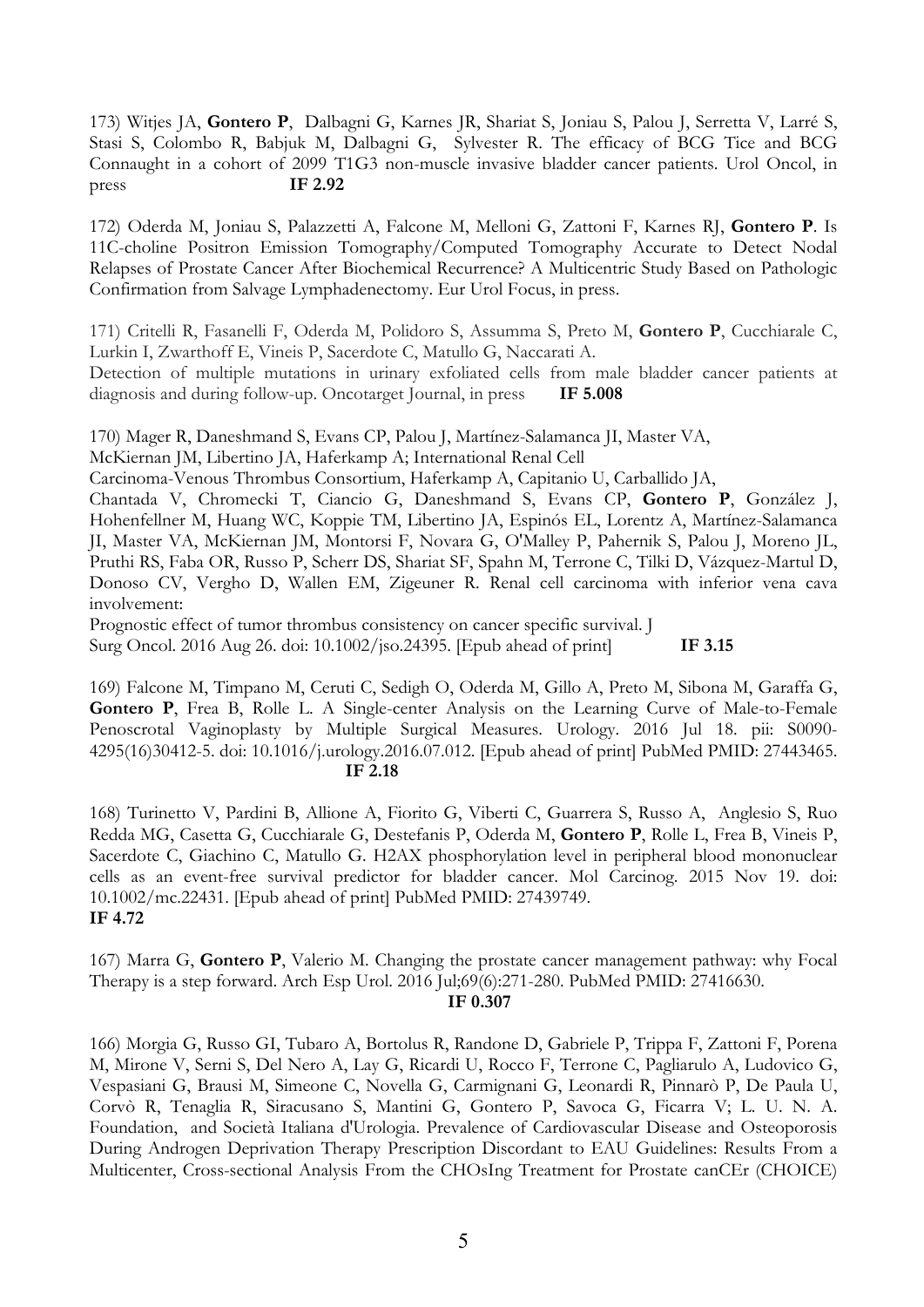173) Witjes JA, **Gontero P**, Dalbagni G, Karnes JR, Shariat S, Joniau S, Palou J, Serretta V, Larré S, Stasi S, Colombo R, Babjuk M, Dalbagni G, Sylvester R. The efficacy of BCG Tice and BCG Connaught in a cohort of 2099 T1G3 non-muscle invasive bladder cancer patients. Urol Oncol, in press **IF 2.92**

172) Oderda M, Joniau S, Palazzetti A, Falcone M, Melloni G, Zattoni F, Karnes RJ, **Gontero P**. Is 11C-choline Positron Emission Tomography/Computed Tomography Accurate to Detect Nodal Relapses of Prostate Cancer After Biochemical Recurrence? A Multicentric Study Based on Pathologic Confirmation from Salvage Lymphadenectomy. Eur Urol Focus, in press.

171) Critelli R, Fasanelli F, Oderda M, Polidoro S, Assumma S, Preto M, **Gontero P**, Cucchiarale C, Lurkin I, Zwarthoff E, Vineis P, Sacerdote C, Matullo G, Naccarati A.
Detection of multiple mutations in urinary exfoliated cells from male bladder cancer patients at diagnosis and during follow-up. Oncotarget Journal, in press **IF 5.008**

170) Mager R, Daneshmand S, Evans CP, Palou J, Martínez-Salamanca JI, Master VA,
McKiernan JM, Libertino JA, Haferkamp A; International Renal Cell
Carcinoma-Venous Thrombus Consortium, Haferkamp A, Capitanio U, Carballido JA,
Chantada V, Chromecki T, Ciancio G, Daneshmand S, Evans CP, **Gontero P**, González J, Hohenfellner M, Huang WC, Koppie TM, Libertino JA, Espinós EL, Lorentz A, Martínez-Salamanca JI, Master VA, McKiernan JM, Montorsi F, Novara G, O'Malley P, Pahernik S, Palou J, Moreno JL, Pruthi RS, Faba OR, Russo P, Scherr DS, Shariat SF, Spahn M, Terrone C, Tilki D, Vázquez-Martul D, Donoso CV, Vergho D, Wallen EM, Zigeuner R. Renal cell carcinoma with inferior vena cava involvement:
Prognostic effect of tumor thrombus consistency on cancer specific survival. J Surg Oncol. 2016 Aug 26. doi: 10.1002/jso.24395. [Epub ahead of print] **IF 3.15**

169) Falcone M, Timpano M, Ceruti C, Sedigh O, Oderda M, Gillo A, Preto M, Sibona M, Garaffa G, **Gontero P**, Frea B, Rolle L. A Single-center Analysis on the Learning Curve of Male-to-Female Penoscrotal Vaginoplasty by Multiple Surgical Measures. Urology. 2016 Jul 18. pii: S0090-4295(16)30412-5. doi: 10.1016/j.urology.2016.07.012. [Epub ahead of print] PubMed PMID: 27443465. **IF 2.18**

168) Turinetto V, Pardini B, Allione A, Fiorito G, Viberti C, Guarrera S, Russo A, Anglesio S, Ruo Redda MG, Casetta G, Cucchiarale G, Destefanis P, Oderda M, **Gontero P**, Rolle L, Frea B, Vineis P, Sacerdote C, Giachino C, Matullo G. H2AX phosphorylation level in peripheral blood mononuclear cells as an event-free survival predictor for bladder cancer. Mol Carcinog. 2015 Nov 19. doi: 10.1002/mc.22431. [Epub ahead of print] PubMed PMID: 27439749.
**IF 4.72**

167) Marra G, **Gontero P**, Valerio M. Changing the prostate cancer management pathway: why Focal Therapy is a step forward. Arch Esp Urol. 2016 Jul;69(6):271-280. PubMed PMID: 27416630. **IF 0.307**

166) Morgia G, Russo GI, Tubaro A, Bortolus R, Randone D, Gabriele P, Trippa F, Zattoni F, Porena M, Mirone V, Serni S, Del Nero A, Lay G, Ricardi U, Rocco F, Terrone C, Pagliarulo A, Ludovico G, Vespasiani G, Brausi M, Simeone C, Novella G, Carmignani G, Leonardi R, Pinnarò P, De Paula U, Corvò R, Tenaglia R, Siracusano S, Mantini G, Gontero P, Savoca G, Ficarra V; L. U. N. A. Foundation, and Società Italiana d'Urologia. Prevalence of Cardiovascular Disease and Osteoporosis During Androgen Deprivation Therapy Prescription Discordant to EAU Guidelines: Results From a Multicenter, Cross-sectional Analysis From the CHOsIng Treatment for Prostate canCEr (CHOICE)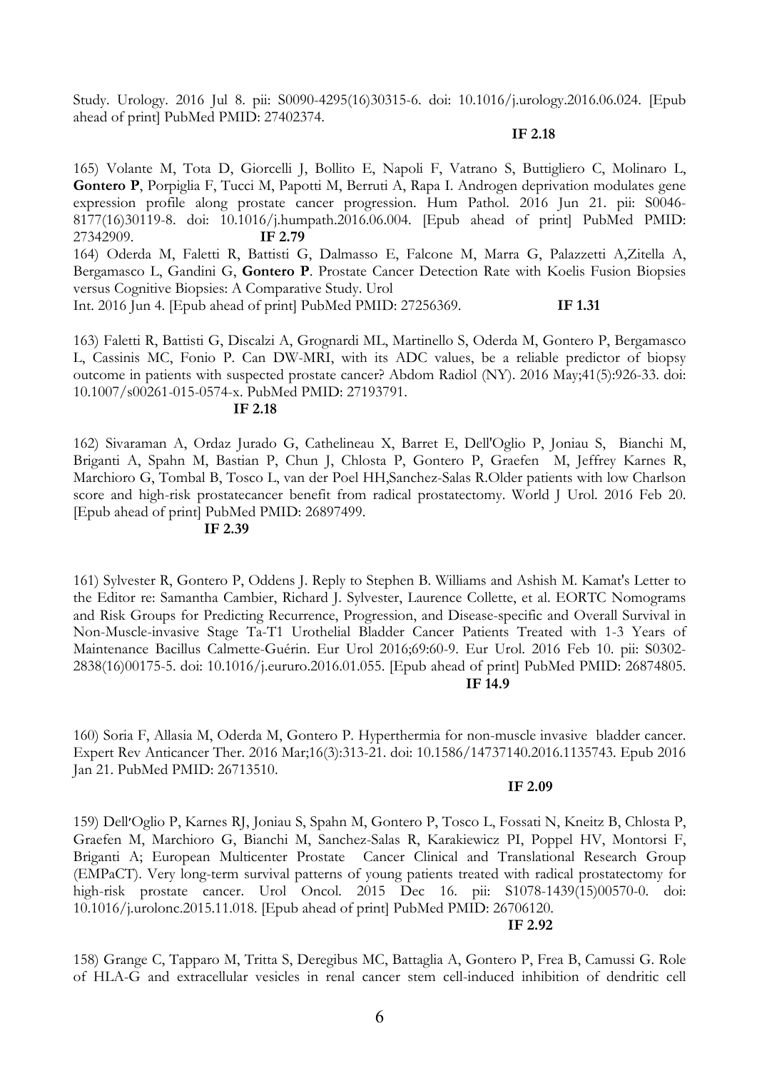Study. Urology. 2016 Jul 8. pii: S0090-4295(16)30315-6. doi: 10.1016/j.urology.2016.06.024. [Epub ahead of print] PubMed PMID: 27402374.

**IF 2.18**

165) Volante M, Tota D, Giorcelli J, Bollito E, Napoli F, Vatrano S, Buttigliero C, Molinaro L, **Gontero P**, Porpiglia F, Tucci M, Papotti M, Berruti A, Rapa I. Androgen deprivation modulates gene expression profile along prostate cancer progression. Hum Pathol. 2016 Jun 21. pii: S0046-8177(16)30119-8. doi: 10.1016/j.humpath.2016.06.004. [Epub ahead of print] PubMed PMID: 27342909. **IF 2.79**

164) Oderda M, Faletti R, Battisti G, Dalmasso E, Falcone M, Marra G, Palazzetti A,Zitella A, Bergamasco L, Gandini G, **Gontero P**. Prostate Cancer Detection Rate with Koelis Fusion Biopsies versus Cognitive Biopsies: A Comparative Study. Urol Int. 2016 Jun 4. [Epub ahead of print] PubMed PMID: 27256369. **IF 1.31**

163) Faletti R, Battisti G, Discalzi A, Grognardi ML, Martinello S, Oderda M, Gontero P, Bergamasco L, Cassinis MC, Fonio P. Can DW-MRI, with its ADC values, be a reliable predictor of biopsy outcome in patients with suspected prostate cancer? Abdom Radiol (NY). 2016 May;41(5):926-33. doi: 10.1007/s00261-015-0574-x. PubMed PMID: 27193791.

**IF 2.18**

162) Sivaraman A, Ordaz Jurado G, Cathelineau X, Barret E, Dell'Oglio P, Joniau S, Bianchi M, Briganti A, Spahn M, Bastian P, Chun J, Chlosta P, Gontero P, Graefen M, Jeffrey Karnes R, Marchioro G, Tombal B, Tosco L, van der Poel HH,Sanchez-Salas R.Older patients with low Charlson score and high-risk prostatecancer benefit from radical prostatectomy. World J Urol. 2016 Feb 20. [Epub ahead of print] PubMed PMID: 26897499.

**IF 2.39**

161) Sylvester R, Gontero P, Oddens J. Reply to Stephen B. Williams and Ashish M. Kamat's Letter to the Editor re: Samantha Cambier, Richard J. Sylvester, Laurence Collette, et al. EORTC Nomograms and Risk Groups for Predicting Recurrence, Progression, and Disease-specific and Overall Survival in Non-Muscle-invasive Stage Ta-T1 Urothelial Bladder Cancer Patients Treated with 1-3 Years of Maintenance Bacillus Calmette-Guérin. Eur Urol 2016;69:60-9. Eur Urol. 2016 Feb 10. pii: S0302-2838(16)00175-5. doi: 10.1016/j.eururo.2016.01.055. [Epub ahead of print] PubMed PMID: 26874805.

**IF 14.9**

160) Soria F, Allasia M, Oderda M, Gontero P. Hyperthermia for non-muscle invasive bladder cancer. Expert Rev Anticancer Ther. 2016 Mar;16(3):313-21. doi: 10.1586/14737140.2016.1135743. Epub 2016 Jan 21. PubMed PMID: 26713510.

**IF 2.09**

159) Dell'Oglio P, Karnes RJ, Joniau S, Spahn M, Gontero P, Tosco L, Fossati N, Kneitz B, Chlosta P, Graefen M, Marchioro G, Bianchi M, Sanchez-Salas R, Karakiewicz PI, Poppel HV, Montorsi F, Briganti A; European Multicenter Prostate Cancer Clinical and Translational Research Group (EMPaCT). Very long-term survival patterns of young patients treated with radical prostatectomy for high-risk prostate cancer. Urol Oncol. 2015 Dec 16. pii: S1078-1439(15)00570-0. doi: 10.1016/j.urolonc.2015.11.018. [Epub ahead of print] PubMed PMID: 26706120.

**IF 2.92**

158) Grange C, Tapparo M, Tritta S, Deregibus MC, Battaglia A, Gontero P, Frea B, Camussi G. Role of HLA-G and extracellular vesicles in renal cancer stem cell-induced inhibition of dendritic cell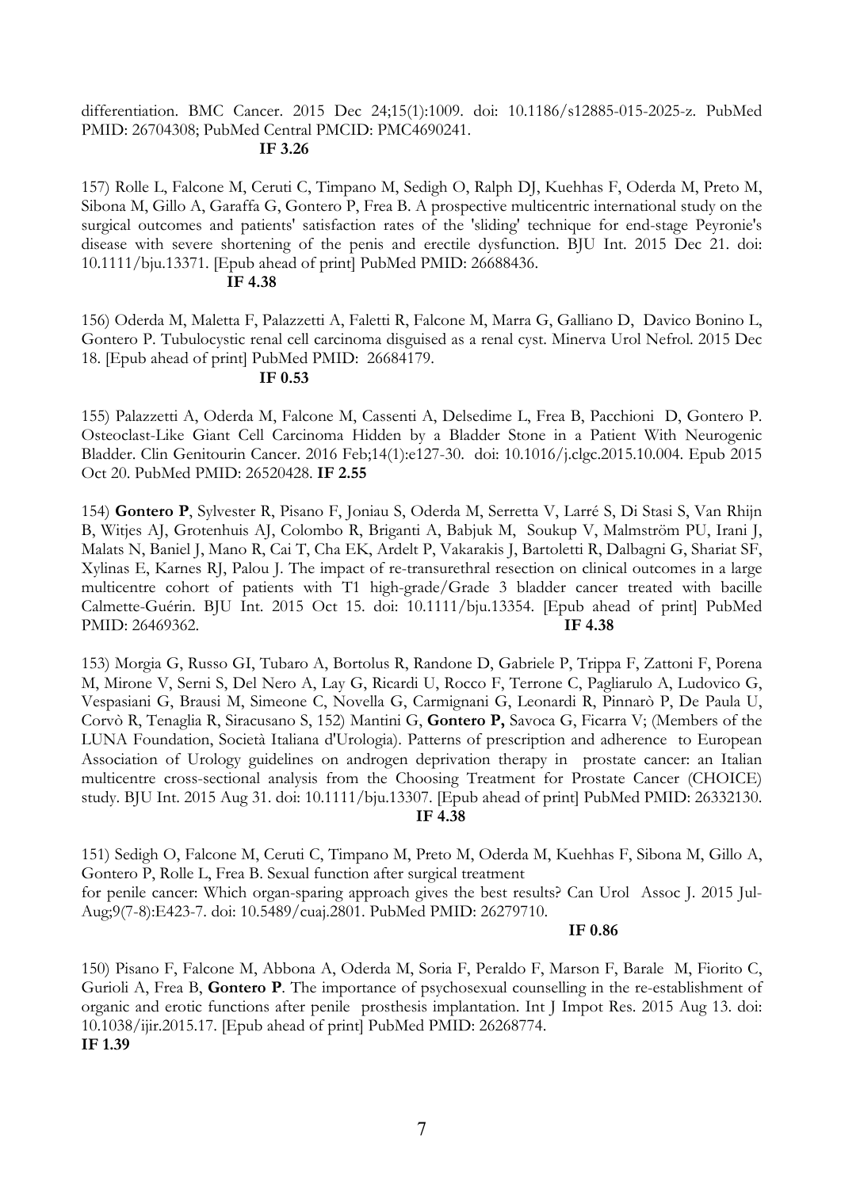differentiation. BMC Cancer. 2015 Dec 24;15(1):1009. doi: 10.1186/s12885-015-2025-z. PubMed PMID: 26704308; PubMed Central PMCID: PMC4690241.
**IF 3.26**

157) Rolle L, Falcone M, Ceruti C, Timpano M, Sedigh O, Ralph DJ, Kuehhas F, Oderda M, Preto M, Sibona M, Gillo A, Garaffa G, Gontero P, Frea B. A prospective multicentric international study on the surgical outcomes and patients' satisfaction rates of the 'sliding' technique for end-stage Peyronie's disease with severe shortening of the penis and erectile dysfunction. BJU Int. 2015 Dec 21. doi: 10.1111/bju.13371. [Epub ahead of print] PubMed PMID: 26688436.
**IF 4.38**

156) Oderda M, Maletta F, Palazzetti A, Faletti R, Falcone M, Marra G, Galliano D, Davico Bonino L, Gontero P. Tubulocystic renal cell carcinoma disguised as a renal cyst. Minerva Urol Nefrol. 2015 Dec 18. [Epub ahead of print] PubMed PMID: 26684179.
**IF 0.53**

155) Palazzetti A, Oderda M, Falcone M, Cassenti A, Delsedime L, Frea B, Pacchioni D, Gontero P. Osteoclast-Like Giant Cell Carcinoma Hidden by a Bladder Stone in a Patient With Neurogenic Bladder. Clin Genitourin Cancer. 2016 Feb;14(1):e127-30. doi: 10.1016/j.clgc.2015.10.004. Epub 2015 Oct 20. PubMed PMID: 26520428. **IF 2.55**

154) **Gontero P**, Sylvester R, Pisano F, Joniau S, Oderda M, Serretta V, Larré S, Di Stasi S, Van Rhijn B, Witjes AJ, Grotenhuis AJ, Colombo R, Briganti A, Babjuk M, Soukup V, Malmström PU, Irani J, Malats N, Baniel J, Mano R, Cai T, Cha EK, Ardelt P, Vakarakis J, Bartoletti R, Dalbagni G, Shariat SF, Xylinas E, Karnes RJ, Palou J. The impact of re-transurethral resection on clinical outcomes in a large multicentre cohort of patients with T1 high-grade/Grade 3 bladder cancer treated with bacille Calmette-Guérin. BJU Int. 2015 Oct 15. doi: 10.1111/bju.13354. [Epub ahead of print] PubMed PMID: 26469362. **IF 4.38**

153) Morgia G, Russo GI, Tubaro A, Bortolus R, Randone D, Gabriele P, Trippa F, Zattoni F, Porena M, Mirone V, Serni S, Del Nero A, Lay G, Ricardi U, Rocco F, Terrone C, Pagliarulo A, Ludovico G, Vespasiani G, Brausi M, Simeone C, Novella G, Carmignani G, Leonardi R, Pinnarò P, De Paula U, Corvò R, Tenaglia R, Siracusano S, 152) Mantini G, **Gontero P,** Savoca G, Ficarra V; (Members of the LUNA Foundation, Società Italiana d'Urologia). Patterns of prescription and adherence to European Association of Urology guidelines on androgen deprivation therapy in prostate cancer: an Italian multicentre cross-sectional analysis from the Choosing Treatment for Prostate Cancer (CHOICE) study. BJU Int. 2015 Aug 31. doi: 10.1111/bju.13307. [Epub ahead of print] PubMed PMID: 26332130.
**IF 4.38**

151) Sedigh O, Falcone M, Ceruti C, Timpano M, Preto M, Oderda M, Kuehhas F, Sibona M, Gillo A, Gontero P, Rolle L, Frea B. Sexual function after surgical treatment
for penile cancer: Which organ-sparing approach gives the best results? Can Urol Assoc J. 2015 Jul-Aug;9(7-8):E423-7. doi: 10.5489/cuaj.2801. PubMed PMID: 26279710.
**IF 0.86**

150) Pisano F, Falcone M, Abbona A, Oderda M, Soria F, Peraldo F, Marson F, Barale M, Fiorito C, Gurioli A, Frea B, **Gontero P**. The importance of psychosexual counselling in the re-establishment of organic and erotic functions after penile prosthesis implantation. Int J Impot Res. 2015 Aug 13. doi: 10.1038/ijir.2015.17. [Epub ahead of print] PubMed PMID: 26268774.
**IF 1.39**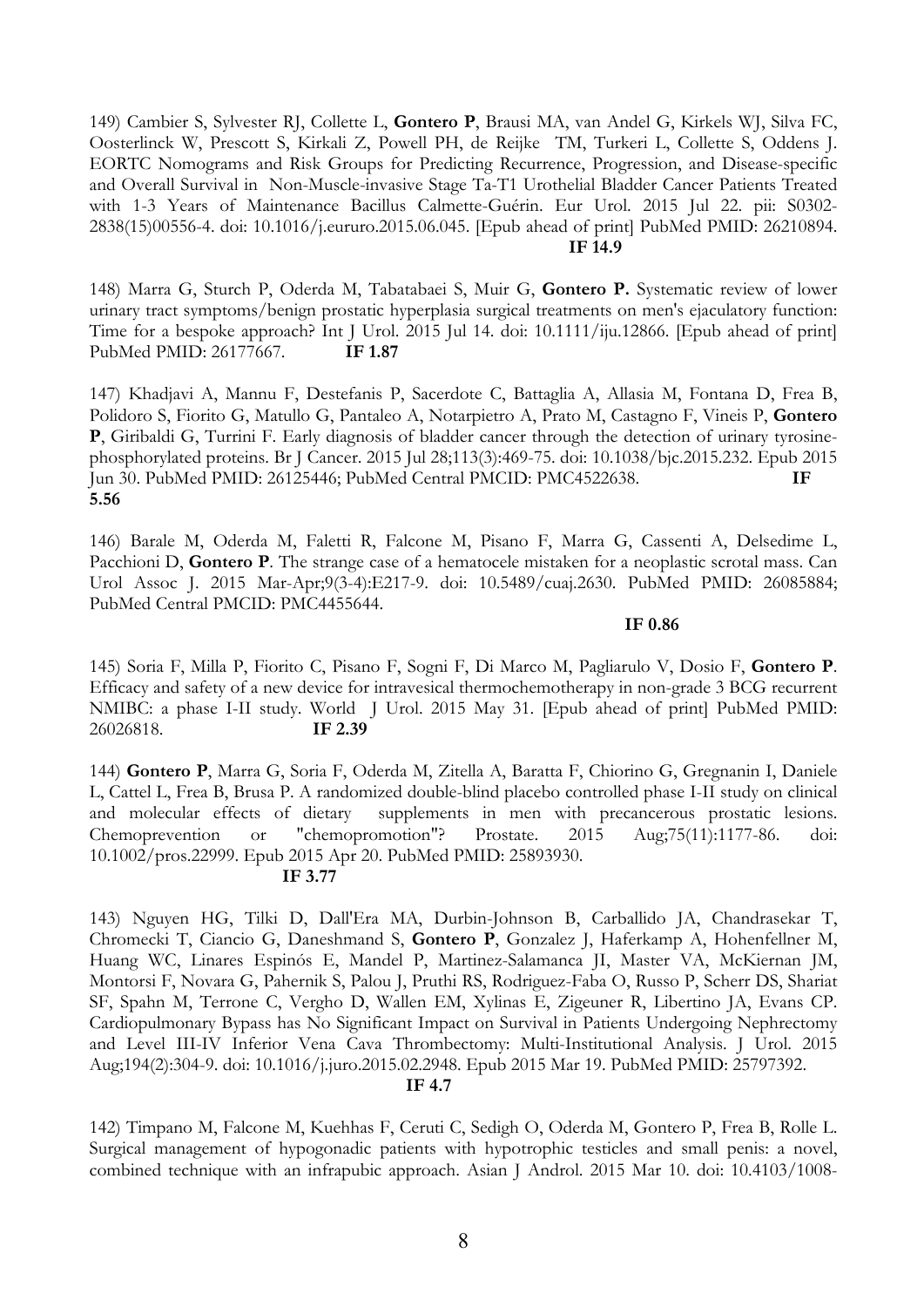149) Cambier S, Sylvester RJ, Collette L, **Gontero P**, Brausi MA, van Andel G, Kirkels WJ, Silva FC, Oosterlinck W, Prescott S, Kirkali Z, Powell PH, de Reijke TM, Turkeri L, Collette S, Oddens J. EORTC Nomograms and Risk Groups for Predicting Recurrence, Progression, and Disease-specific and Overall Survival in Non-Muscle-invasive Stage Ta-T1 Urothelial Bladder Cancer Patients Treated with 1-3 Years of Maintenance Bacillus Calmette-Guérin. Eur Urol. 2015 Jul 22. pii: S0302-2838(15)00556-4. doi: 10.1016/j.eururo.2015.06.045. [Epub ahead of print] PubMed PMID: 26210894. **IF 14.9**

148) Marra G, Sturch P, Oderda M, Tabatabaei S, Muir G, **Gontero P.** Systematic review of lower urinary tract symptoms/benign prostatic hyperplasia surgical treatments on men's ejaculatory function: Time for a bespoke approach? Int J Urol. 2015 Jul 14. doi: 10.1111/iju.12866. [Epub ahead of print] PubMed PMID: 26177667. **IF 1.87**

147) Khadjavi A, Mannu F, Destefanis P, Sacerdote C, Battaglia A, Allasia M, Fontana D, Frea B, Polidoro S, Fiorito G, Matullo G, Pantaleo A, Notarpietro A, Prato M, Castagno F, Vineis P, **Gontero P**, Giribaldi G, Turrini F. Early diagnosis of bladder cancer through the detection of urinary tyrosine-phosphorylated proteins. Br J Cancer. 2015 Jul 28;113(3):469-75. doi: 10.1038/bjc.2015.232. Epub 2015 Jun 30. PubMed PMID: 26125446; PubMed Central PMCID: PMC4522638. **IF 5.56**

146) Barale M, Oderda M, Faletti R, Falcone M, Pisano F, Marra G, Cassenti A, Delsedime L, Pacchioni D, **Gontero P**. The strange case of a hematocele mistaken for a neoplastic scrotal mass. Can Urol Assoc J. 2015 Mar-Apr;9(3-4):E217-9. doi: 10.5489/cuaj.2630. PubMed PMID: 26085884; PubMed Central PMCID: PMC4455644. **IF 0.86**

145) Soria F, Milla P, Fiorito C, Pisano F, Sogni F, Di Marco M, Pagliarulo V, Dosio F, **Gontero P**. Efficacy and safety of a new device for intravesical thermochemotherapy in non-grade 3 BCG recurrent NMIBC: a phase I-II study. World J Urol. 2015 May 31. [Epub ahead of print] PubMed PMID: 26026818. **IF 2.39**

144) **Gontero P**, Marra G, Soria F, Oderda M, Zitella A, Baratta F, Chiorino G, Gregnanin I, Daniele L, Cattel L, Frea B, Brusa P. A randomized double-blind placebo controlled phase I-II study on clinical and molecular effects of dietary supplements in men with precancerous prostatic lesions. Chemoprevention or "chemopromotion"? Prostate. 2015 Aug;75(11):1177-86. doi: 10.1002/pros.22999. Epub 2015 Apr 20. PubMed PMID: 25893930. **IF 3.77**

143) Nguyen HG, Tilki D, Dall'Era MA, Durbin-Johnson B, Carballido JA, Chandrasekar T, Chromecki T, Ciancio G, Daneshmand S, **Gontero P**, Gonzalez J, Haferkamp A, Hohenfellner M, Huang WC, Linares Espinós E, Mandel P, Martinez-Salamanca JI, Master VA, McKiernan JM, Montorsi F, Novara G, Pahernik S, Palou J, Pruthi RS, Rodriguez-Faba O, Russo P, Scherr DS, Shariat SF, Spahn M, Terrone C, Vergho D, Wallen EM, Xylinas E, Zigeuner R, Libertino JA, Evans CP. Cardiopulmonary Bypass has No Significant Impact on Survival in Patients Undergoing Nephrectomy and Level III-IV Inferior Vena Cava Thrombectomy: Multi-Institutional Analysis. J Urol. 2015 Aug;194(2):304-9. doi: 10.1016/j.juro.2015.02.2948. Epub 2015 Mar 19. PubMed PMID: 25797392. **IF 4.7**

142) Timpano M, Falcone M, Kuehhas F, Ceruti C, Sedigh O, Oderda M, Gontero P, Frea B, Rolle L. Surgical management of hypogonadic patients with hypotrophic testicles and small penis: a novel, combined technique with an infrapubic approach. Asian J Androl. 2015 Mar 10. doi: 10.4103/1008-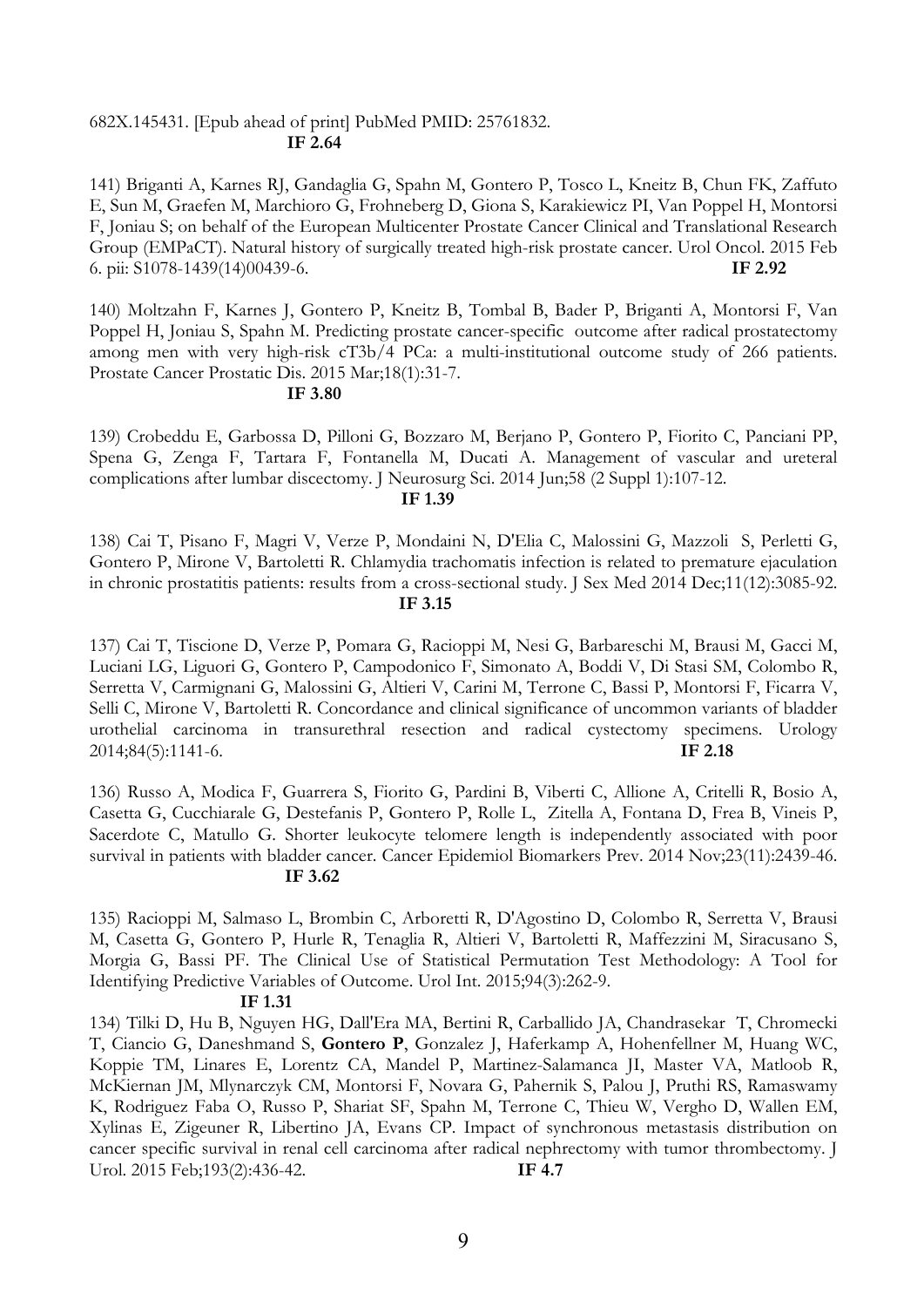682X.145431. [Epub ahead of print] PubMed PMID: 25761832.
**IF 2.64**

141) Briganti A, Karnes RJ, Gandaglia G, Spahn M, Gontero P, Tosco L, Kneitz B, Chun FK, Zaffuto E, Sun M, Graefen M, Marchioro G, Frohneberg D, Giona S, Karakiewicz PI, Van Poppel H, Montorsi F, Joniau S; on behalf of the European Multicenter Prostate Cancer Clinical and Translational Research Group (EMPaCT). Natural history of surgically treated high-risk prostate cancer. Urol Oncol. 2015 Feb 6. pii: S1078-1439(14)00439-6. **IF 2.92**

140) Moltzahn F, Karnes J, Gontero P, Kneitz B, Tombal B, Bader P, Briganti A, Montorsi F, Van Poppel H, Joniau S, Spahn M. Predicting prostate cancer-specific outcome after radical prostatectomy among men with very high-risk cT3b/4 PCa: a multi-institutional outcome study of 266 patients. Prostate Cancer Prostatic Dis. 2015 Mar;18(1):31-7.
**IF 3.80**

139) Crobeddu E, Garbossa D, Pilloni G, Bozzaro M, Berjano P, Gontero P, Fiorito C, Panciani PP, Spena G, Zenga F, Tartara F, Fontanella M, Ducati A. Management of vascular and ureteral complications after lumbar discectomy. J Neurosurg Sci. 2014 Jun;58 (2 Suppl 1):107-12.
**IF 1.39**

138) Cai T, Pisano F, Magri V, Verze P, Mondaini N, D'Elia C, Malossini G, Mazzoli S, Perletti G, Gontero P, Mirone V, Bartoletti R. Chlamydia trachomatis infection is related to premature ejaculation in chronic prostatitis patients: results from a cross-sectional study. J Sex Med 2014 Dec;11(12):3085-92.
**IF 3.15**

137) Cai T, Tiscione D, Verze P, Pomara G, Racioppi M, Nesi G, Barbareschi M, Brausi M, Gacci M, Luciani LG, Liguori G, Gontero P, Campodonico F, Simonato A, Boddi V, Di Stasi SM, Colombo R, Serretta V, Carmignani G, Malossini G, Altieri V, Carini M, Terrone C, Bassi P, Montorsi F, Ficarra V, Selli C, Mirone V, Bartoletti R. Concordance and clinical significance of uncommon variants of bladder urothelial carcinoma in transurethral resection and radical cystectomy specimens. Urology 2014;84(5):1141-6. **IF 2.18**

136) Russo A, Modica F, Guarrera S, Fiorito G, Pardini B, Viberti C, Allione A, Critelli R, Bosio A, Casetta G, Cucchiarale G, Destefanis P, Gontero P, Rolle L, Zitella A, Fontana D, Frea B, Vineis P, Sacerdote C, Matullo G. Shorter leukocyte telomere length is independently associated with poor survival in patients with bladder cancer. Cancer Epidemiol Biomarkers Prev. 2014 Nov;23(11):2439-46.
**IF 3.62**

135) Racioppi M, Salmaso L, Brombin C, Arboretti R, D'Agostino D, Colombo R, Serretta V, Brausi M, Casetta G, Gontero P, Hurle R, Tenaglia R, Altieri V, Bartoletti R, Maffezzini M, Siracusano S, Morgia G, Bassi PF. The Clinical Use of Statistical Permutation Test Methodology: A Tool for Identifying Predictive Variables of Outcome. Urol Int. 2015;94(3):262-9.
**IF 1.31**

134) Tilki D, Hu B, Nguyen HG, Dall'Era MA, Bertini R, Carballido JA, Chandrasekar T, Chromecki T, Ciancio G, Daneshmand S, **Gontero P**, Gonzalez J, Haferkamp A, Hohenfellner M, Huang WC, Koppie TM, Linares E, Lorentz CA, Mandel P, Martinez-Salamanca JI, Master VA, Matloob R, McKiernan JM, Mlynarczyk CM, Montorsi F, Novara G, Pahernik S, Palou J, Pruthi RS, Ramaswamy K, Rodriguez Faba O, Russo P, Shariat SF, Spahn M, Terrone C, Thieu W, Vergho D, Wallen EM, Xylinas E, Zigeuner R, Libertino JA, Evans CP. Impact of synchronous metastasis distribution on cancer specific survival in renal cell carcinoma after radical nephrectomy with tumor thrombectomy. J Urol. 2015 Feb;193(2):436-42. **IF 4.7**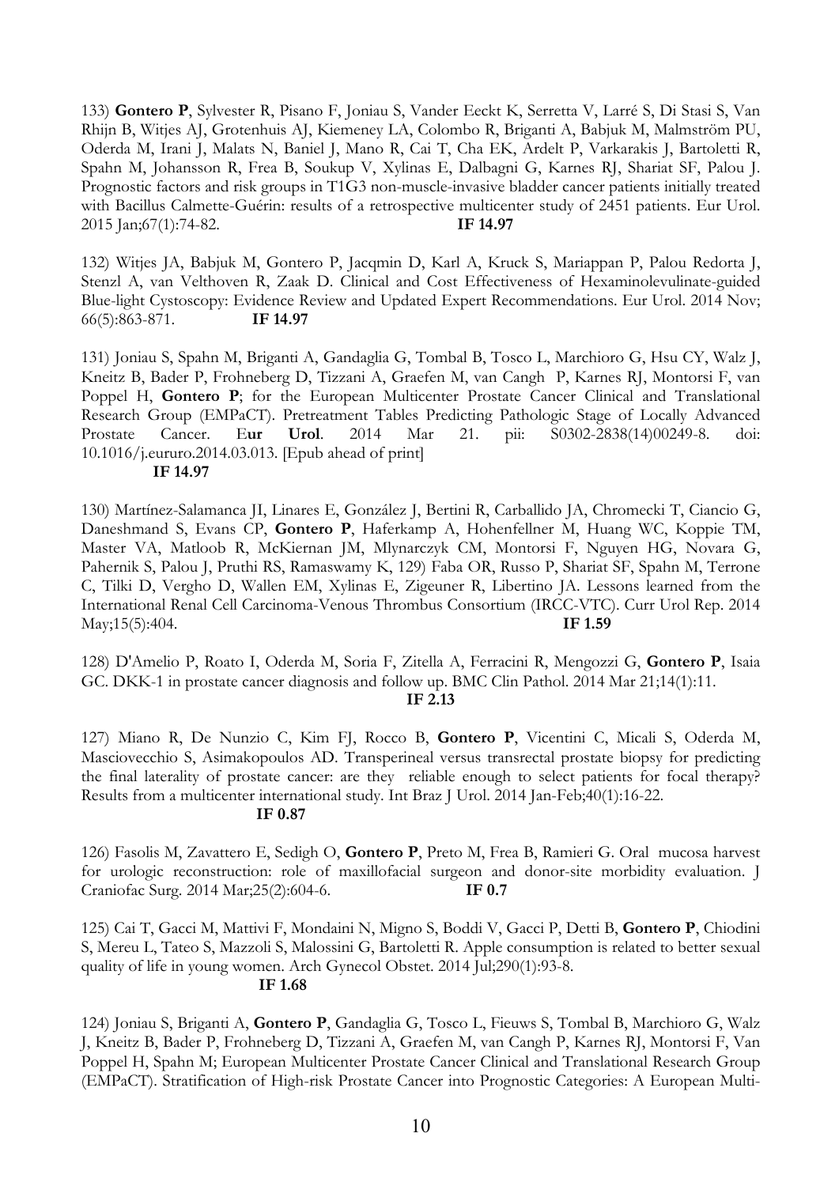133) **Gontero P**, Sylvester R, Pisano F, Joniau S, Vander Eeckt K, Serretta V, Larré S, Di Stasi S, Van Rhijn B, Witjes AJ, Grotenhuis AJ, Kiemeney LA, Colombo R, Briganti A, Babjuk M, Malmström PU, Oderda M, Irani J, Malats N, Baniel J, Mano R, Cai T, Cha EK, Ardelt P, Varkarakis J, Bartoletti R, Spahn M, Johansson R, Frea B, Soukup V, Xylinas E, Dalbagni G, Karnes RJ, Shariat SF, Palou J. Prognostic factors and risk groups in T1G3 non-muscle-invasive bladder cancer patients initially treated with Bacillus Calmette-Guérin: results of a retrospective multicenter study of 2451 patients. Eur Urol. 2015 Jan;67(1):74-82. **IF 14.97**

132) Witjes JA, Babjuk M, Gontero P, Jacqmin D, Karl A, Kruck S, Mariappan P, Palou Redorta J, Stenzl A, van Velthoven R, Zaak D. Clinical and Cost Effectiveness of Hexaminolevulinate-guided Blue-light Cystoscopy: Evidence Review and Updated Expert Recommendations. Eur Urol. 2014 Nov; 66(5):863-871. **IF 14.97**

131) Joniau S, Spahn M, Briganti A, Gandaglia G, Tombal B, Tosco L, Marchioro G, Hsu CY, Walz J, Kneitz B, Bader P, Frohneberg D, Tizzani A, Graefen M, van Cangh P, Karnes RJ, Montorsi F, van Poppel H, **Gontero P**; for the European Multicenter Prostate Cancer Clinical and Translational Research Group (EMPaCT). Pretreatment Tables Predicting Pathologic Stage of Locally Advanced Prostate Cancer. E**ur Urol**. 2014 Mar 21. pii: S0302-2838(14)00249-8. doi: 10.1016/j.eururo.2014.03.013. [Epub ahead of print]
**IF 14.97**

130) Martínez-Salamanca JI, Linares E, González J, Bertini R, Carballido JA, Chromecki T, Ciancio G, Daneshmand S, Evans CP, **Gontero P**, Haferkamp A, Hohenfellner M, Huang WC, Koppie TM, Master VA, Matloob R, McKiernan JM, Mlynarczyk CM, Montorsi F, Nguyen HG, Novara G, Pahernik S, Palou J, Pruthi RS, Ramaswamy K, 129) Faba OR, Russo P, Shariat SF, Spahn M, Terrone C, Tilki D, Vergho D, Wallen EM, Xylinas E, Zigeuner R, Libertino JA. Lessons learned from the International Renal Cell Carcinoma-Venous Thrombus Consortium (IRCC-VTC). Curr Urol Rep. 2014 May;15(5):404. **IF 1.59**

128) D'Amelio P, Roato I, Oderda M, Soria F, Zitella A, Ferracini R, Mengozzi G, **Gontero P**, Isaia GC. DKK-1 in prostate cancer diagnosis and follow up. BMC Clin Pathol. 2014 Mar 21;14(1):11.
**IF 2.13**

127) Miano R, De Nunzio C, Kim FJ, Rocco B, **Gontero P**, Vicentini C, Micali S, Oderda M, Masciovecchio S, Asimakopoulos AD. Transperineal versus transrectal prostate biopsy for predicting the final laterality of prostate cancer: are they reliable enough to select patients for focal therapy? Results from a multicenter international study. Int Braz J Urol. 2014 Jan-Feb;40(1):16-22.
**IF 0.87**

126) Fasolis M, Zavattero E, Sedigh O, **Gontero P**, Preto M, Frea B, Ramieri G. Oral mucosa harvest for urologic reconstruction: role of maxillofacial surgeon and donor-site morbidity evaluation. J Craniofac Surg. 2014 Mar;25(2):604-6. **IF 0.7**

125) Cai T, Gacci M, Mattivi F, Mondaini N, Migno S, Boddi V, Gacci P, Detti B, **Gontero P**, Chiodini S, Mereu L, Tateo S, Mazzoli S, Malossini G, Bartoletti R. Apple consumption is related to better sexual quality of life in young women. Arch Gynecol Obstet. 2014 Jul;290(1):93-8.
**IF 1.68**

124) Joniau S, Briganti A, **Gontero P**, Gandaglia G, Tosco L, Fieuws S, Tombal B, Marchioro G, Walz J, Kneitz B, Bader P, Frohneberg D, Tizzani A, Graefen M, van Cangh P, Karnes RJ, Montorsi F, Van Poppel H, Spahn M; European Multicenter Prostate Cancer Clinical and Translational Research Group (EMPaCT). Stratification of High-risk Prostate Cancer into Prognostic Categories: A European Multi-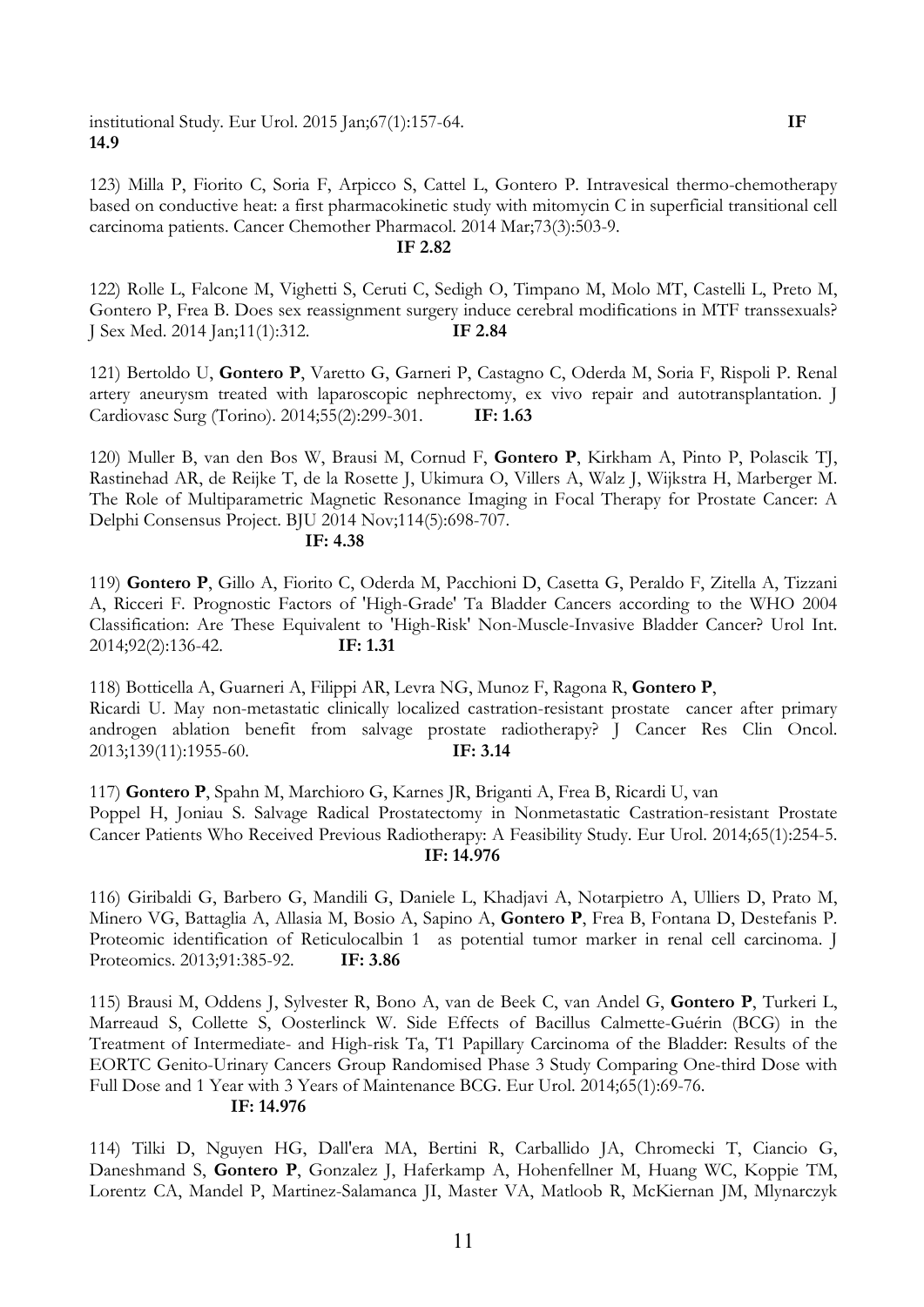institutional Study. Eur Urol. 2015 Jan;67(1):157-64. **IF 14.9**

123) Milla P, Fiorito C, Soria F, Arpicco S, Cattel L, Gontero P. Intravesical thermo-chemotherapy based on conductive heat: a first pharmacokinetic study with mitomycin C in superficial transitional cell carcinoma patients. Cancer Chemother Pharmacol. 2014 Mar;73(3):503-9. **IF 2.82**

122) Rolle L, Falcone M, Vighetti S, Ceruti C, Sedigh O, Timpano M, Molo MT, Castelli L, Preto M, Gontero P, Frea B. Does sex reassignment surgery induce cerebral modifications in MTF transsexuals? J Sex Med. 2014 Jan;11(1):312. **IF 2.84**

121) Bertoldo U, **Gontero P**, Varetto G, Garneri P, Castagno C, Oderda M, Soria F, Rispoli P. Renal artery aneurysm treated with laparoscopic nephrectomy, ex vivo repair and autotransplantation. J Cardiovasc Surg (Torino). 2014;55(2):299-301. **IF: 1.63**

120) Muller B, van den Bos W, Brausi M, Cornud F, **Gontero P**, Kirkham A, Pinto P, Polascik TJ, Rastinehad AR, de Reijke T, de la Rosette J, Ukimura O, Villers A, Walz J, Wijkstra H, Marberger M. The Role of Multiparametric Magnetic Resonance Imaging in Focal Therapy for Prostate Cancer: A Delphi Consensus Project. BJU 2014 Nov;114(5):698-707. **IF: 4.38**

119) **Gontero P**, Gillo A, Fiorito C, Oderda M, Pacchioni D, Casetta G, Peraldo F, Zitella A, Tizzani A, Ricceri F. Prognostic Factors of 'High-Grade' Ta Bladder Cancers according to the WHO 2004 Classification: Are These Equivalent to 'High-Risk' Non-Muscle-Invasive Bladder Cancer? Urol Int. 2014;92(2):136-42. **IF: 1.31**

118) Botticella A, Guarneri A, Filippi AR, Levra NG, Munoz F, Ragona R, **Gontero P**, Ricardi U. May non-metastatic clinically localized castration-resistant prostate cancer after primary androgen ablation benefit from salvage prostate radiotherapy? J Cancer Res Clin Oncol. 2013;139(11):1955-60. **IF: 3.14**

117) **Gontero P**, Spahn M, Marchioro G, Karnes JR, Briganti A, Frea B, Ricardi U, van Poppel H, Joniau S. Salvage Radical Prostatectomy in Nonmetastatic Castration-resistant Prostate Cancer Patients Who Received Previous Radiotherapy: A Feasibility Study. Eur Urol. 2014;65(1):254-5. **IF: 14.976**

116) Giribaldi G, Barbero G, Mandili G, Daniele L, Khadjavi A, Notarpietro A, Ulliers D, Prato M, Minero VG, Battaglia A, Allasia M, Bosio A, Sapino A, **Gontero P**, Frea B, Fontana D, Destefanis P. Proteomic identification of Reticulocalbin 1 as potential tumor marker in renal cell carcinoma. J Proteomics. 2013;91:385-92. **IF: 3.86**

115) Brausi M, Oddens J, Sylvester R, Bono A, van de Beek C, van Andel G, **Gontero P**, Turkeri L, Marreaud S, Collette S, Oosterlinck W. Side Effects of Bacillus Calmette-Guérin (BCG) in the Treatment of Intermediate- and High-risk Ta, T1 Papillary Carcinoma of the Bladder: Results of the EORTC Genito-Urinary Cancers Group Randomised Phase 3 Study Comparing One-third Dose with Full Dose and 1 Year with 3 Years of Maintenance BCG. Eur Urol. 2014;65(1):69-76. **IF: 14.976**

114) Tilki D, Nguyen HG, Dall'era MA, Bertini R, Carballido JA, Chromecki T, Ciancio G, Daneshmand S, **Gontero P**, Gonzalez J, Haferkamp A, Hohenfellner M, Huang WC, Koppie TM, Lorentz CA, Mandel P, Martinez-Salamanca JI, Master VA, Matloob R, McKiernan JM, Mlynarczyk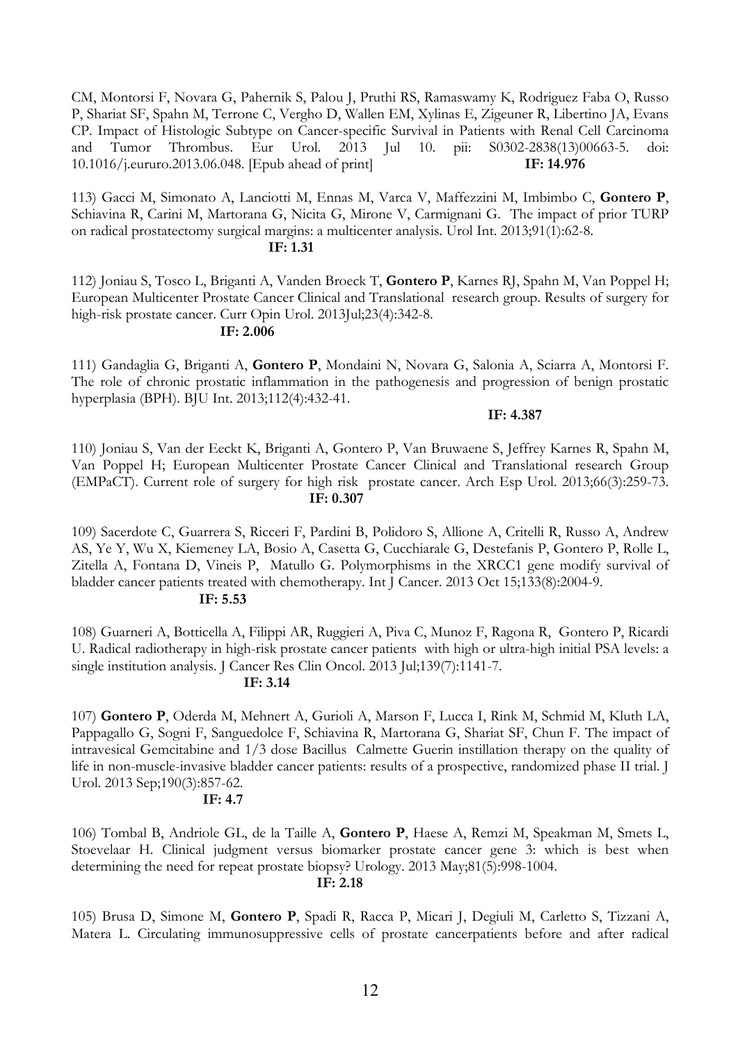CM, Montorsi F, Novara G, Pahernik S, Palou J, Pruthi RS, Ramaswamy K, Rodriguez Faba O, Russo P, Shariat SF, Spahn M, Terrone C, Vergho D, Wallen EM, Xylinas E, Zigeuner R, Libertino JA, Evans CP. Impact of Histologic Subtype on Cancer-specific Survival in Patients with Renal Cell Carcinoma and Tumor Thrombus. Eur Urol. 2013 Jul 10. pii: S0302-2838(13)00663-5. doi: 10.1016/j.eururo.2013.06.048. [Epub ahead of print] **IF: 14.976**

113) Gacci M, Simonato A, Lanciotti M, Ennas M, Varca V, Maffezzini M, Imbimbo C, **Gontero P**, Schiavina R, Carini M, Martorana G, Nicita G, Mirone V, Carmignani G. The impact of prior TURP on radical prostatectomy surgical margins: a multicenter analysis. Urol Int. 2013;91(1):62-8. **IF: 1.31**

112) Joniau S, Tosco L, Briganti A, Vanden Broeck T, **Gontero P**, Karnes RJ, Spahn M, Van Poppel H; European Multicenter Prostate Cancer Clinical and Translational research group. Results of surgery for high-risk prostate cancer. Curr Opin Urol. 2013Jul;23(4):342-8. **IF: 2.006**

111) Gandaglia G, Briganti A, **Gontero P**, Mondaini N, Novara G, Salonia A, Sciarra A, Montorsi F. The role of chronic prostatic inflammation in the pathogenesis and progression of benign prostatic hyperplasia (BPH). BJU Int. 2013;112(4):432-41. **IF: 4.387**

110) Joniau S, Van der Eeckt K, Briganti A, Gontero P, Van Bruwaene S, Jeffrey Karnes R, Spahn M, Van Poppel H; European Multicenter Prostate Cancer Clinical and Translational research Group (EMPaCT). Current role of surgery for high risk prostate cancer. Arch Esp Urol. 2013;66(3):259-73. **IF: 0.307**

109) Sacerdote C, Guarrera S, Ricceri F, Pardini B, Polidoro S, Allione A, Critelli R, Russo A, Andrew AS, Ye Y, Wu X, Kiemeney LA, Bosio A, Casetta G, Cucchiarale G, Destefanis P, Gontero P, Rolle L, Zitella A, Fontana D, Vineis P, Matullo G. Polymorphisms in the XRCC1 gene modify survival of bladder cancer patients treated with chemotherapy. Int J Cancer. 2013 Oct 15;133(8):2004-9. **IF: 5.53**

108) Guarneri A, Botticella A, Filippi AR, Ruggieri A, Piva C, Munoz F, Ragona R, Gontero P, Ricardi U. Radical radiotherapy in high-risk prostate cancer patients with high or ultra-high initial PSA levels: a single institution analysis. J Cancer Res Clin Oncol. 2013 Jul;139(7):1141-7. **IF: 3.14**

107) **Gontero P**, Oderda M, Mehnert A, Gurioli A, Marson F, Lucca I, Rink M, Schmid M, Kluth LA, Pappagallo G, Sogni F, Sanguedolce F, Schiavina R, Martorana G, Shariat SF, Chun F. The impact of intravesical Gemcitabine and 1/3 dose Bacillus Calmette Guerin instillation therapy on the quality of life in non-muscle-invasive bladder cancer patients: results of a prospective, randomized phase II trial. J Urol. 2013 Sep;190(3):857-62. **IF: 4.7**

106) Tombal B, Andriole GL, de la Taille A, **Gontero P**, Haese A, Remzi M, Speakman M, Smets L, Stoevelaar H. Clinical judgment versus biomarker prostate cancer gene 3: which is best when determining the need for repeat prostate biopsy? Urology. 2013 May;81(5):998-1004. **IF: 2.18**

105) Brusa D, Simone M, **Gontero P**, Spadi R, Racca P, Micari J, Degiuli M, Carletto S, Tizzani A, Matera L. Circulating immunosuppressive cells of prostate cancerpatients before and after radical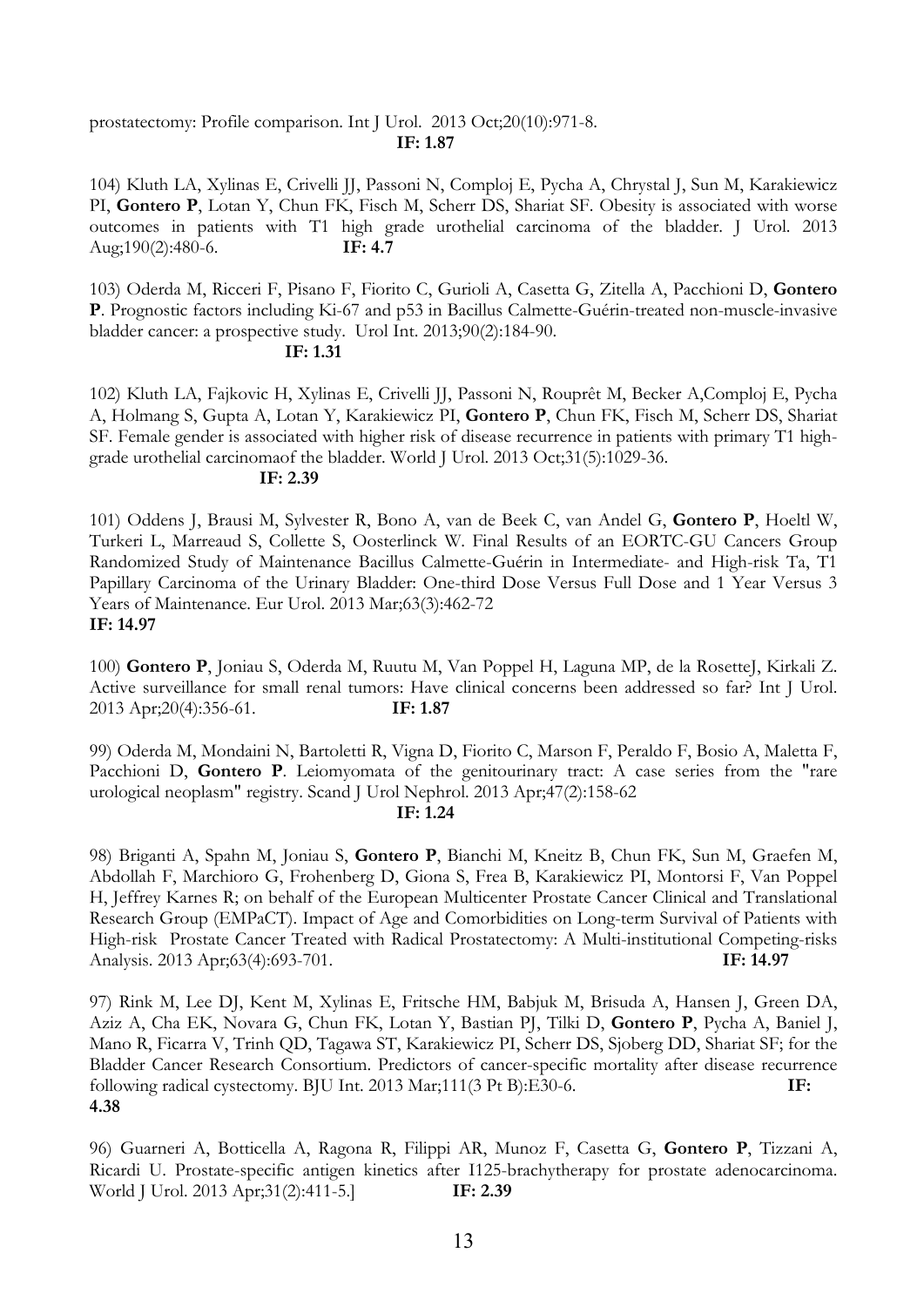prostatectomy: Profile comparison. Int J Urol. 2013 Oct;20(10):971-8.
**IF: 1.87**

104) Kluth LA, Xylinas E, Crivelli JJ, Passoni N, Comploj E, Pycha A, Chrystal J, Sun M, Karakiewicz PI, **Gontero P**, Lotan Y, Chun FK, Fisch M, Scherr DS, Shariat SF. Obesity is associated with worse outcomes in patients with T1 high grade urothelial carcinoma of the bladder. J Urol. 2013 Aug;190(2):480-6. **IF: 4.7**

103) Oderda M, Ricceri F, Pisano F, Fiorito C, Gurioli A, Casetta G, Zitella A, Pacchioni D, **Gontero P**. Prognostic factors including Ki-67 and p53 in Bacillus Calmette-Guérin-treated non-muscle-invasive bladder cancer: a prospective study. Urol Int. 2013;90(2):184-90.
**IF: 1.31**

102) Kluth LA, Fajkovic H, Xylinas E, Crivelli JJ, Passoni N, Rouprêt M, Becker A,Comploj E, Pycha A, Holmang S, Gupta A, Lotan Y, Karakiewicz PI, **Gontero P**, Chun FK, Fisch M, Scherr DS, Shariat SF. Female gender is associated with higher risk of disease recurrence in patients with primary T1 high-grade urothelial carcinomaof the bladder. World J Urol. 2013 Oct;31(5):1029-36.
**IF: 2.39**

101) Oddens J, Brausi M, Sylvester R, Bono A, van de Beek C, van Andel G, **Gontero P**, Hoeltl W, Turkeri L, Marreaud S, Collette S, Oosterlinck W. Final Results of an EORTC-GU Cancers Group Randomized Study of Maintenance Bacillus Calmette-Guérin in Intermediate- and High-risk Ta, T1 Papillary Carcinoma of the Urinary Bladder: One-third Dose Versus Full Dose and 1 Year Versus 3 Years of Maintenance. Eur Urol. 2013 Mar;63(3):462-72
**IF: 14.97**

100) **Gontero P**, Joniau S, Oderda M, Ruutu M, Van Poppel H, Laguna MP, de la RosetteJ, Kirkali Z. Active surveillance for small renal tumors: Have clinical concerns been addressed so far? Int J Urol. 2013 Apr;20(4):356-61. **IF: 1.87**

99) Oderda M, Mondaini N, Bartoletti R, Vigna D, Fiorito C, Marson F, Peraldo F, Bosio A, Maletta F, Pacchioni D, **Gontero P**. Leiomyomata of the genitourinary tract: A case series from the "rare urological neoplasm" registry. Scand J Urol Nephrol. 2013 Apr;47(2):158-62
**IF: 1.24**

98) Briganti A, Spahn M, Joniau S, **Gontero P**, Bianchi M, Kneitz B, Chun FK, Sun M, Graefen M, Abdollah F, Marchioro G, Frohenberg D, Giona S, Frea B, Karakiewicz PI, Montorsi F, Van Poppel H, Jeffrey Karnes R; on behalf of the European Multicenter Prostate Cancer Clinical and Translational Research Group (EMPaCT). Impact of Age and Comorbidities on Long-term Survival of Patients with High-risk Prostate Cancer Treated with Radical Prostatectomy: A Multi-institutional Competing-risks Analysis. 2013 Apr;63(4):693-701. **IF: 14.97**

97) Rink M, Lee DJ, Kent M, Xylinas E, Fritsche HM, Babjuk M, Brisuda A, Hansen J, Green DA, Aziz A, Cha EK, Novara G, Chun FK, Lotan Y, Bastian PJ, Tilki D, **Gontero P**, Pycha A, Baniel J, Mano R, Ficarra V, Trinh QD, Tagawa ST, Karakiewicz PI, Scherr DS, Sjoberg DD, Shariat SF; for the Bladder Cancer Research Consortium. Predictors of cancer-specific mortality after disease recurrence following radical cystectomy. BJU Int. 2013 Mar;111(3 Pt B):E30-6. **IF: 4.38**

96) Guarneri A, Botticella A, Ragona R, Filippi AR, Munoz F, Casetta G, **Gontero P**, Tizzani A, Ricardi U. Prostate-specific antigen kinetics after I125-brachytherapy for prostate adenocarcinoma. World J Urol. 2013 Apr;31(2):411-5.] **IF: 2.39**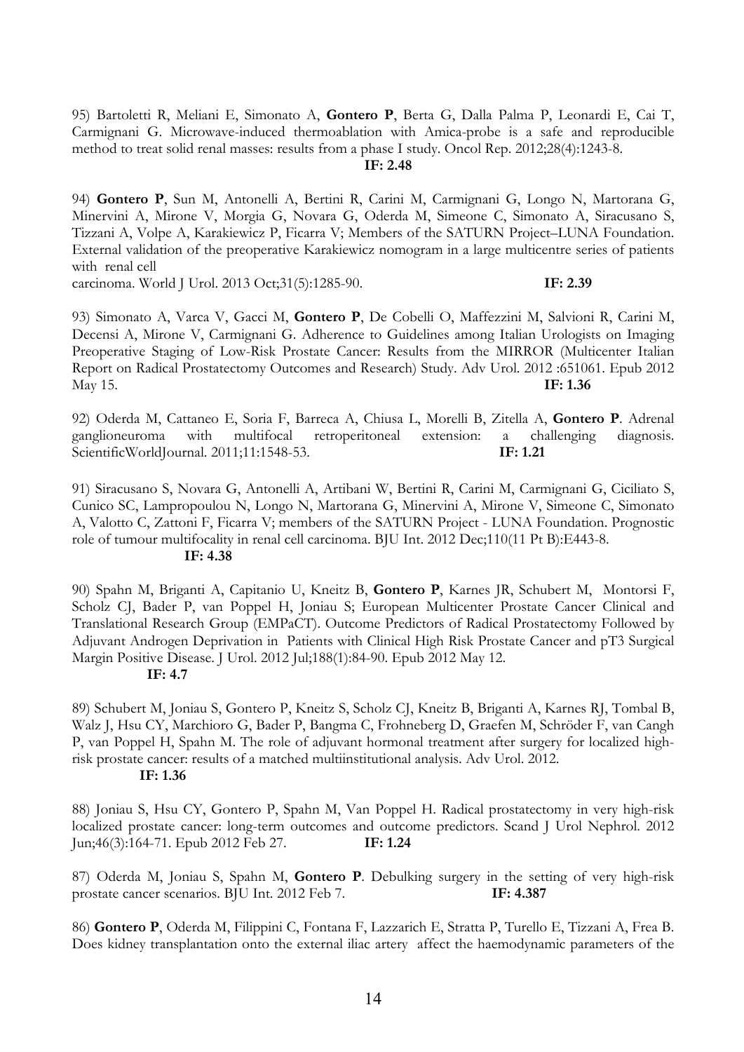95) Bartoletti R, Meliani E, Simonato A, **Gontero P**, Berta G, Dalla Palma P, Leonardi E, Cai T, Carmignani G. Microwave-induced thermoablation with Amica-probe is a safe and reproducible method to treat solid renal masses: results from a phase I study. Oncol Rep. 2012;28(4):1243-8.
**IF: 2.48**

94) **Gontero P**, Sun M, Antonelli A, Bertini R, Carini M, Carmignani G, Longo N, Martorana G, Minervini A, Mirone V, Morgia G, Novara G, Oderda M, Simeone C, Simonato A, Siracusano S, Tizzani A, Volpe A, Karakiewicz P, Ficarra V; Members of the SATURN Project–LUNA Foundation. External validation of the preoperative Karakiewicz nomogram in a large multicentre series of patients with renal cell
carcinoma. World J Urol. 2013 Oct;31(5):1285-90. **IF: 2.39**

93) Simonato A, Varca V, Gacci M, **Gontero P**, De Cobelli O, Maffezzini M, Salvioni R, Carini M, Decensi A, Mirone V, Carmignani G. Adherence to Guidelines among Italian Urologists on Imaging Preoperative Staging of Low-Risk Prostate Cancer: Results from the MIRROR (Multicenter Italian Report on Radical Prostatectomy Outcomes and Research) Study. Adv Urol. 2012 :651061. Epub 2012 May 15. **IF: 1.36**

92) Oderda M, Cattaneo E, Soria F, Barreca A, Chiusa L, Morelli B, Zitella A, **Gontero P**. Adrenal ganglioneuroma with multifocal retroperitoneal extension: a challenging diagnosis. ScientificWorldJournal. 2011;11:1548-53. **IF: 1.21**

91) Siracusano S, Novara G, Antonelli A, Artibani W, Bertini R, Carini M, Carmignani G, Ciciliato S, Cunico SC, Lampropoulou N, Longo N, Martorana G, Minervini A, Mirone V, Simeone C, Simonato A, Valotto C, Zattoni F, Ficarra V; members of the SATURN Project - LUNA Foundation. Prognostic role of tumour multifocality in renal cell carcinoma. BJU Int. 2012 Dec;110(11 Pt B):E443-8.
**IF: 4.38**

90) Spahn M, Briganti A, Capitanio U, Kneitz B, **Gontero P**, Karnes JR, Schubert M, Montorsi F, Scholz CJ, Bader P, van Poppel H, Joniau S; European Multicenter Prostate Cancer Clinical and Translational Research Group (EMPaCT). Outcome Predictors of Radical Prostatectomy Followed by Adjuvant Androgen Deprivation in Patients with Clinical High Risk Prostate Cancer and pT3 Surgical Margin Positive Disease. J Urol. 2012 Jul;188(1):84-90. Epub 2012 May 12.
**IF: 4.7**

89) Schubert M, Joniau S, Gontero P, Kneitz S, Scholz CJ, Kneitz B, Briganti A, Karnes RJ, Tombal B, Walz J, Hsu CY, Marchioro G, Bader P, Bangma C, Frohneberg D, Graefen M, Schröder F, van Cangh P, van Poppel H, Spahn M. The role of adjuvant hormonal treatment after surgery for localized high-risk prostate cancer: results of a matched multiinstitutional analysis. Adv Urol. 2012.
**IF: 1.36**

88) Joniau S, Hsu CY, Gontero P, Spahn M, Van Poppel H. Radical prostatectomy in very high-risk localized prostate cancer: long-term outcomes and outcome predictors. Scand J Urol Nephrol. 2012 Jun;46(3):164-71. Epub 2012 Feb 27. **IF: 1.24**

87) Oderda M, Joniau S, Spahn M, **Gontero P**. Debulking surgery in the setting of very high-risk prostate cancer scenarios. BJU Int. 2012 Feb 7. **IF: 4.387**

86) **Gontero P**, Oderda M, Filippini C, Fontana F, Lazzarich E, Stratta P, Turello E, Tizzani A, Frea B. Does kidney transplantation onto the external iliac artery affect the haemodynamic parameters of the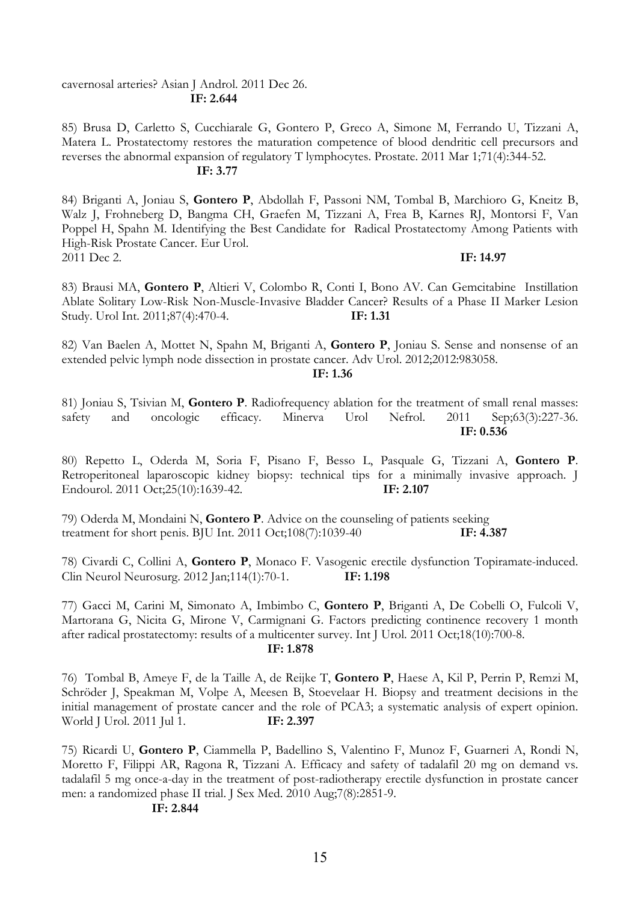cavernosal arteries? Asian J Androl. 2011 Dec 26.
**IF: 2.644**

85) Brusa D, Carletto S, Cucchiarale G, Gontero P, Greco A, Simone M, Ferrando U, Tizzani A, Matera L. Prostatectomy restores the maturation competence of blood dendritic cell precursors and reverses the abnormal expansion of regulatory T lymphocytes. Prostate. 2011 Mar 1;71(4):344-52.
**IF: 3.77**

84) Briganti A, Joniau S, **Gontero P**, Abdollah F, Passoni NM, Tombal B, Marchioro G, Kneitz B, Walz J, Frohneberg D, Bangma CH, Graefen M, Tizzani A, Frea B, Karnes RJ, Montorsi F, Van Poppel H, Spahn M. Identifying the Best Candidate for Radical Prostatectomy Among Patients with High-Risk Prostate Cancer. Eur Urol.
2011 Dec 2. **IF: 14.97**

83) Brausi MA, **Gontero P**, Altieri V, Colombo R, Conti I, Bono AV. Can Gemcitabine Instillation Ablate Solitary Low-Risk Non-Muscle-Invasive Bladder Cancer? Results of a Phase II Marker Lesion Study. Urol Int. 2011;87(4):470-4. **IF: 1.31**

82) Van Baelen A, Mottet N, Spahn M, Briganti A, **Gontero P**, Joniau S. Sense and nonsense of an extended pelvic lymph node dissection in prostate cancer. Adv Urol. 2012;2012:983058.
**IF: 1.36**

81) Joniau S, Tsivian M, **Gontero P**. Radiofrequency ablation for the treatment of small renal masses: safety and oncologic efficacy. Minerva Urol Nefrol. 2011 Sep;63(3):227-36.
**IF: 0.536**

80) Repetto L, Oderda M, Soria F, Pisano F, Besso L, Pasquale G, Tizzani A, **Gontero P**. Retroperitoneal laparoscopic kidney biopsy: technical tips for a minimally invasive approach. J Endourol. 2011 Oct;25(10):1639-42. **IF: 2.107**

79) Oderda M, Mondaini N, **Gontero P**. Advice on the counseling of patients seeking treatment for short penis. BJU Int. 2011 Oct;108(7):1039-40 **IF: 4.387**

78) Civardi C, Collini A, **Gontero P**, Monaco F. Vasogenic erectile dysfunction Topiramate-induced. Clin Neurol Neurosurg. 2012 Jan;114(1):70-1. **IF: 1.198**

77) Gacci M, Carini M, Simonato A, Imbimbo C, **Gontero P**, Briganti A, De Cobelli O, Fulcoli V, Martorana G, Nicita G, Mirone V, Carmignani G. Factors predicting continence recovery 1 month after radical prostatectomy: results of a multicenter survey. Int J Urol. 2011 Oct;18(10):700-8.
**IF: 1.878**

76) Tombal B, Ameye F, de la Taille A, de Reijke T, **Gontero P**, Haese A, Kil P, Perrin P, Remzi M, Schröder J, Speakman M, Volpe A, Meesen B, Stoevelaar H. Biopsy and treatment decisions in the initial management of prostate cancer and the role of PCA3; a systematic analysis of expert opinion. World J Urol. 2011 Jul 1. **IF: 2.397**

75) Ricardi U, **Gontero P**, Ciammella P, Badellino S, Valentino F, Munoz F, Guarneri A, Rondi N, Moretto F, Filippi AR, Ragona R, Tizzani A. Efficacy and safety of tadalafil 20 mg on demand vs. tadalafil 5 mg once-a-day in the treatment of post-radiotherapy erectile dysfunction in prostate cancer men: a randomized phase II trial. J Sex Med. 2010 Aug;7(8):2851-9.
**IF: 2.844**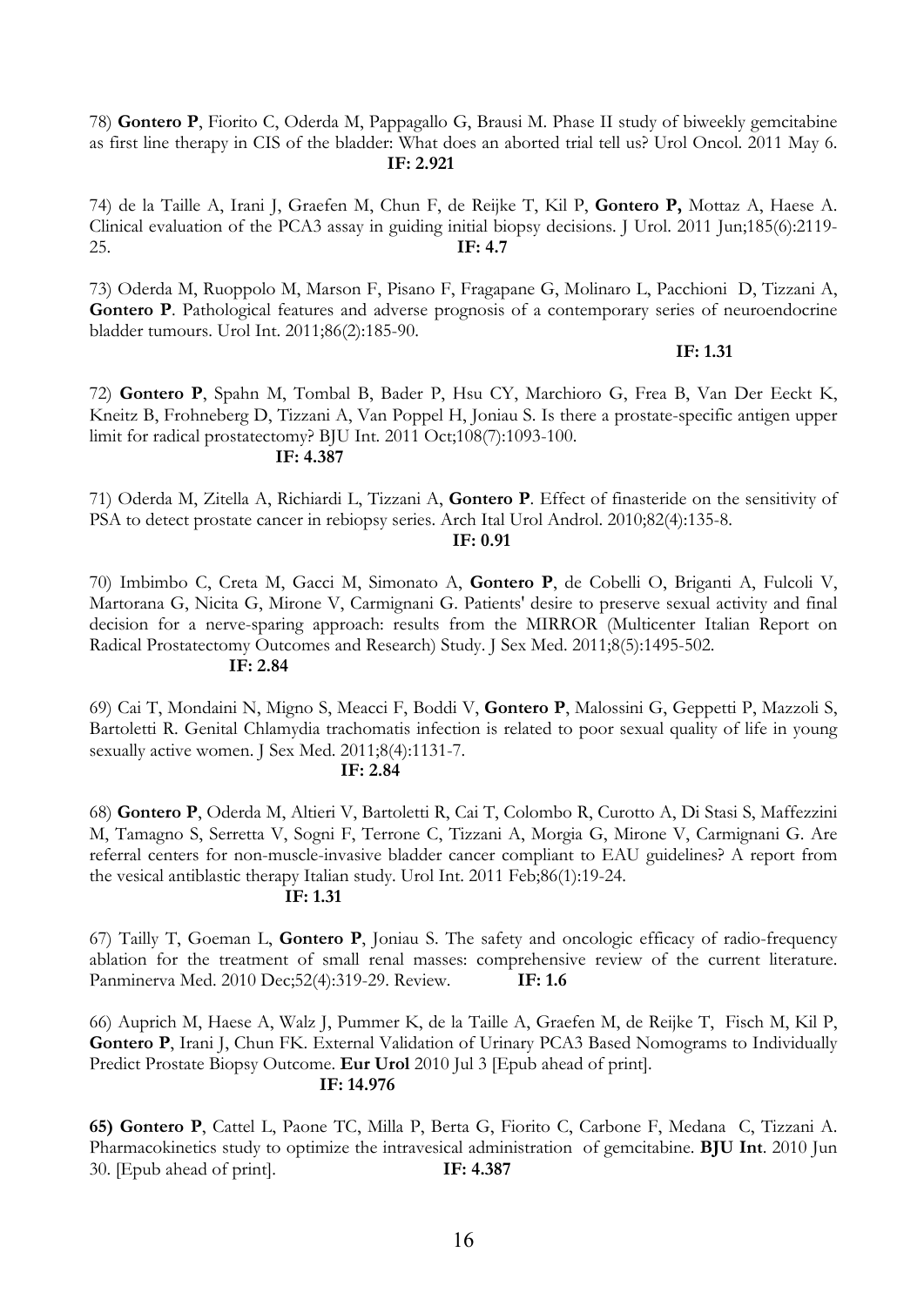78) **Gontero P**, Fiorito C, Oderda M, Pappagallo G, Brausi M. Phase II study of biweekly gemcitabine as first line therapy in CIS of the bladder: What does an aborted trial tell us? Urol Oncol. 2011 May 6. **IF: 2.921**

74) de la Taille A, Irani J, Graefen M, Chun F, de Reijke T, Kil P, **Gontero P,** Mottaz A, Haese A. Clinical evaluation of the PCA3 assay in guiding initial biopsy decisions. J Urol. 2011 Jun;185(6):2119-25. **IF: 4.7**

73) Oderda M, Ruoppolo M, Marson F, Pisano F, Fragapane G, Molinaro L, Pacchioni D, Tizzani A, **Gontero P**. Pathological features and adverse prognosis of a contemporary series of neuroendocrine bladder tumours. Urol Int. 2011;86(2):185-90. **IF: 1.31**

72) **Gontero P**, Spahn M, Tombal B, Bader P, Hsu CY, Marchioro G, Frea B, Van Der Eeckt K, Kneitz B, Frohneberg D, Tizzani A, Van Poppel H, Joniau S. Is there a prostate-specific antigen upper limit for radical prostatectomy? BJU Int. 2011 Oct;108(7):1093-100. **IF: 4.387**

71) Oderda M, Zitella A, Richiardi L, Tizzani A, **Gontero P**. Effect of finasteride on the sensitivity of PSA to detect prostate cancer in rebiopsy series. Arch Ital Urol Androl. 2010;82(4):135-8. **IF: 0.91**

70) Imbimbo C, Creta M, Gacci M, Simonato A, **Gontero P**, de Cobelli O, Briganti A, Fulcoli V, Martorana G, Nicita G, Mirone V, Carmignani G. Patients' desire to preserve sexual activity and final decision for a nerve-sparing approach: results from the MIRROR (Multicenter Italian Report on Radical Prostatectomy Outcomes and Research) Study. J Sex Med. 2011;8(5):1495-502. **IF: 2.84**

69) Cai T, Mondaini N, Migno S, Meacci F, Boddi V, **Gontero P**, Malossini G, Geppetti P, Mazzoli S, Bartoletti R. Genital Chlamydia trachomatis infection is related to poor sexual quality of life in young sexually active women. J Sex Med. 2011;8(4):1131-7. **IF: 2.84**

68) **Gontero P**, Oderda M, Altieri V, Bartoletti R, Cai T, Colombo R, Curotto A, Di Stasi S, Maffezzini M, Tamagno S, Serretta V, Sogni F, Terrone C, Tizzani A, Morgia G, Mirone V, Carmignani G. Are referral centers for non-muscle-invasive bladder cancer compliant to EAU guidelines? A report from the vesical antiblastic therapy Italian study. Urol Int. 2011 Feb;86(1):19-24. **IF: 1.31**

67) Tailly T, Goeman L, **Gontero P**, Joniau S. The safety and oncologic efficacy of radio-frequency ablation for the treatment of small renal masses: comprehensive review of the current literature. Panminerva Med. 2010 Dec;52(4):319-29. Review. **IF: 1.6**

66) Auprich M, Haese A, Walz J, Pummer K, de la Taille A, Graefen M, de Reijke T, Fisch M, Kil P, **Gontero P**, Irani J, Chun FK. External Validation of Urinary PCA3 Based Nomograms to Individually Predict Prostate Biopsy Outcome. **Eur Urol** 2010 Jul 3 [Epub ahead of print]. **IF: 14.976**

**65) Gontero P**, Cattel L, Paone TC, Milla P, Berta G, Fiorito C, Carbone F, Medana C, Tizzani A. Pharmacokinetics study to optimize the intravesical administration of gemcitabine. **BJU Int**. 2010 Jun 30. [Epub ahead of print]. **IF: 4.387**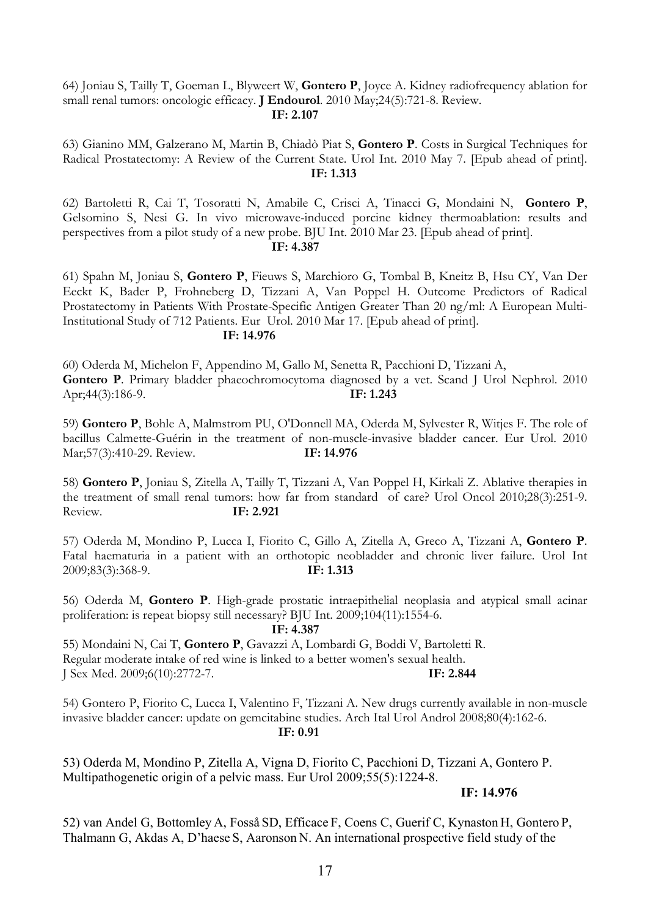64) Joniau S, Tailly T, Goeman L, Blyweert W, **Gontero P**, Joyce A. Kidney radiofrequency ablation for small renal tumors: oncologic efficacy. **J Endourol**. 2010 May;24(5):721-8. Review.
**IF: 2.107**

63) Gianino MM, Galzerano M, Martin B, Chiadò Piat S, **Gontero P**. Costs in Surgical Techniques for Radical Prostatectomy: A Review of the Current State. Urol Int. 2010 May 7. [Epub ahead of print].
**IF: 1.313**

62) Bartoletti R, Cai T, Tosoratti N, Amabile C, Crisci A, Tinacci G, Mondaini N, **Gontero P**, Gelsomino S, Nesi G. In vivo microwave-induced porcine kidney thermoablation: results and perspectives from a pilot study of a new probe. BJU Int. 2010 Mar 23. [Epub ahead of print].
**IF: 4.387**

61) Spahn M, Joniau S, **Gontero P**, Fieuws S, Marchioro G, Tombal B, Kneitz B, Hsu CY, Van Der Eeckt K, Bader P, Frohneberg D, Tizzani A, Van Poppel H. Outcome Predictors of Radical Prostatectomy in Patients With Prostate-Specific Antigen Greater Than 20 ng/ml: A European Multi-Institutional Study of 712 Patients. Eur Urol. 2010 Mar 17. [Epub ahead of print].
**IF: 14.976**

60) Oderda M, Michelon F, Appendino M, Gallo M, Senetta R, Pacchioni D, Tizzani A, **Gontero P**. Primary bladder phaeochromocytoma diagnosed by a vet. Scand J Urol Nephrol. 2010 Apr;44(3):186-9. **IF: 1.243**

59) **Gontero P**, Bohle A, Malmstrom PU, O'Donnell MA, Oderda M, Sylvester R, Witjes F. The role of bacillus Calmette-Guérin in the treatment of non-muscle-invasive bladder cancer. Eur Urol. 2010 Mar;57(3):410-29. Review. **IF: 14.976**

58) **Gontero P**, Joniau S, Zitella A, Tailly T, Tizzani A, Van Poppel H, Kirkali Z. Ablative therapies in the treatment of small renal tumors: how far from standard of care? Urol Oncol 2010;28(3):251-9. Review. **IF: 2.921**

57) Oderda M, Mondino P, Lucca I, Fiorito C, Gillo A, Zitella A, Greco A, Tizzani A, **Gontero P**. Fatal haematuria in a patient with an orthotopic neobladder and chronic liver failure. Urol Int 2009;83(3):368-9. **IF: 1.313**

56) Oderda M, **Gontero P**. High-grade prostatic intraepithelial neoplasia and atypical small acinar proliferation: is repeat biopsy still necessary? BJU Int. 2009;104(11):1554-6.
**IF: 4.387**

55) Mondaini N, Cai T, **Gontero P**, Gavazzi A, Lombardi G, Boddi V, Bartoletti R. Regular moderate intake of red wine is linked to a better women's sexual health. J Sex Med. 2009;6(10):2772-7. **IF: 2.844**

54) Gontero P, Fiorito C, Lucca I, Valentino F, Tizzani A. New drugs currently available in non-muscle invasive bladder cancer: update on gemcitabine studies. Arch Ital Urol Androl 2008;80(4):162-6.
**IF: 0.91**

53) Oderda M, Mondino P, Zitella A, Vigna D, Fiorito C, Pacchioni D, Tizzani A, Gontero P. Multipathogenetic origin of a pelvic mass. Eur Urol 2009;55(5):1224-8.
**IF: 14.976**

52) van Andel G, Bottomley A, Fosså SD, Efficace F, Coens C, Guerif C, Kynaston H, Gontero P, Thalmann G, Akdas A, D'haese S, Aaronson N. An international prospective field study of the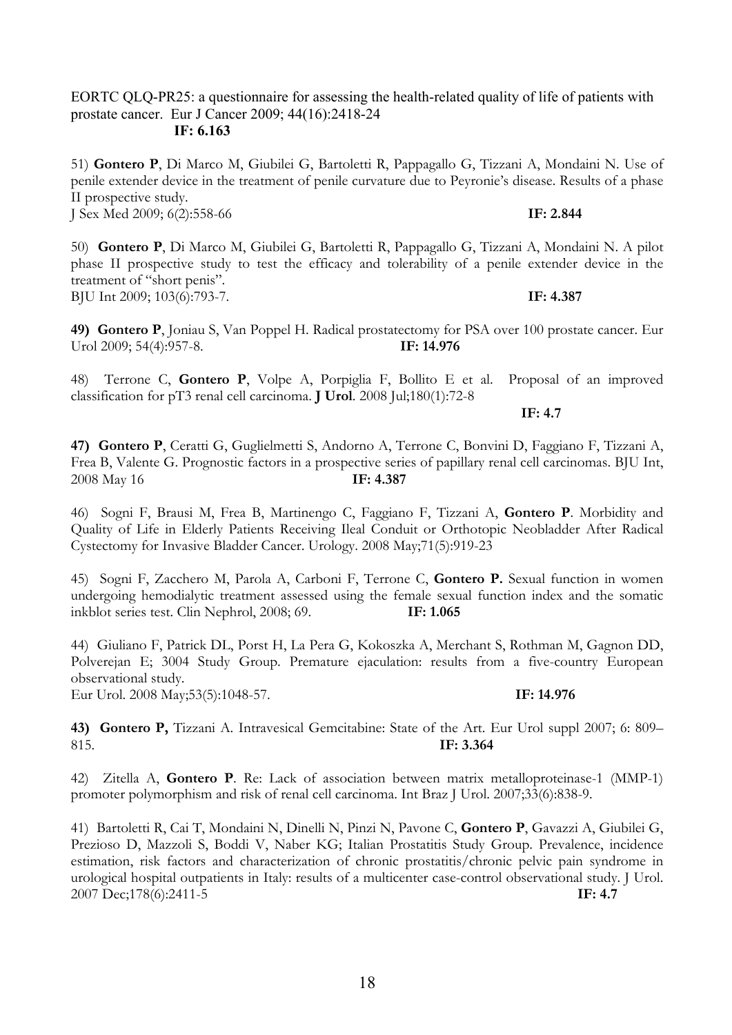EORTC QLQ-PR25: a questionnaire for assessing the health-related quality of life of patients with prostate cancer. Eur J Cancer 2009; 44(16):2418-24
**IF: 6.163**

51) **Gontero P**, Di Marco M, Giubilei G, Bartoletti R, Pappagallo G, Tizzani A, Mondaini N. Use of penile extender device in the treatment of penile curvature due to Peyronie's disease. Results of a phase II prospective study.
J Sex Med 2009; 6(2):558-66 **IF: 2.844**

50) **Gontero P**, Di Marco M, Giubilei G, Bartoletti R, Pappagallo G, Tizzani A, Mondaini N. A pilot phase II prospective study to test the efficacy and tolerability of a penile extender device in the treatment of "short penis".
BJU Int 2009; 103(6):793-7. **IF: 4.387**

**49) Gontero P**, Joniau S, Van Poppel H. Radical prostatectomy for PSA over 100 prostate cancer. Eur Urol 2009; 54(4):957-8. **IF: 14.976**

48) Terrone C, **Gontero P**, Volpe A, Porpiglia F, Bollito E et al. Proposal of an improved classification for pT3 renal cell carcinoma. **J Urol**. 2008 Jul;180(1):72-8
**IF: 4.7**

**47) Gontero P**, Ceratti G, Guglielmetti S, Andorno A, Terrone C, Bonvini D, Faggiano F, Tizzani A, Frea B, Valente G. Prognostic factors in a prospective series of papillary renal cell carcinomas. BJU Int, 2008 May 16 **IF: 4.387**

46) Sogni F, Brausi M, Frea B, Martinengo C, Faggiano F, Tizzani A, **Gontero P**. Morbidity and Quality of Life in Elderly Patients Receiving Ileal Conduit or Orthotopic Neobladder After Radical Cystectomy for Invasive Bladder Cancer. Urology. 2008 May;71(5):919-23

45) Sogni F, Zacchero M, Parola A, Carboni F, Terrone C, **Gontero P.** Sexual function in women undergoing hemodialytic treatment assessed using the female sexual function index and the somatic inkblot series test. Clin Nephrol, 2008; 69. **IF: 1.065**

44) Giuliano F, Patrick DL, Porst H, La Pera G, Kokoszka A, Merchant S, Rothman M, Gagnon DD, Polverejan E; 3004 Study Group. Premature ejaculation: results from a five-country European observational study.
Eur Urol. 2008 May;53(5):1048-57. **IF: 14.976**

**43) Gontero P,** Tizzani A. Intravesical Gemcitabine: State of the Art. Eur Urol suppl 2007; 6: 809–815. **IF: 3.364**

42) Zitella A, **Gontero P**. Re: Lack of association between matrix metalloproteinase-1 (MMP-1) promoter polymorphism and risk of renal cell carcinoma. Int Braz J Urol. 2007;33(6):838-9.

41) Bartoletti R, Cai T, Mondaini N, Dinelli N, Pinzi N, Pavone C, **Gontero P**, Gavazzi A, Giubilei G, Prezioso D, Mazzoli S, Boddi V, Naber KG; Italian Prostatitis Study Group. Prevalence, incidence estimation, risk factors and characterization of chronic prostatitis/chronic pelvic pain syndrome in urological hospital outpatients in Italy: results of a multicenter case-control observational study. J Urol. 2007 Dec;178(6):2411-5 **IF: 4.7**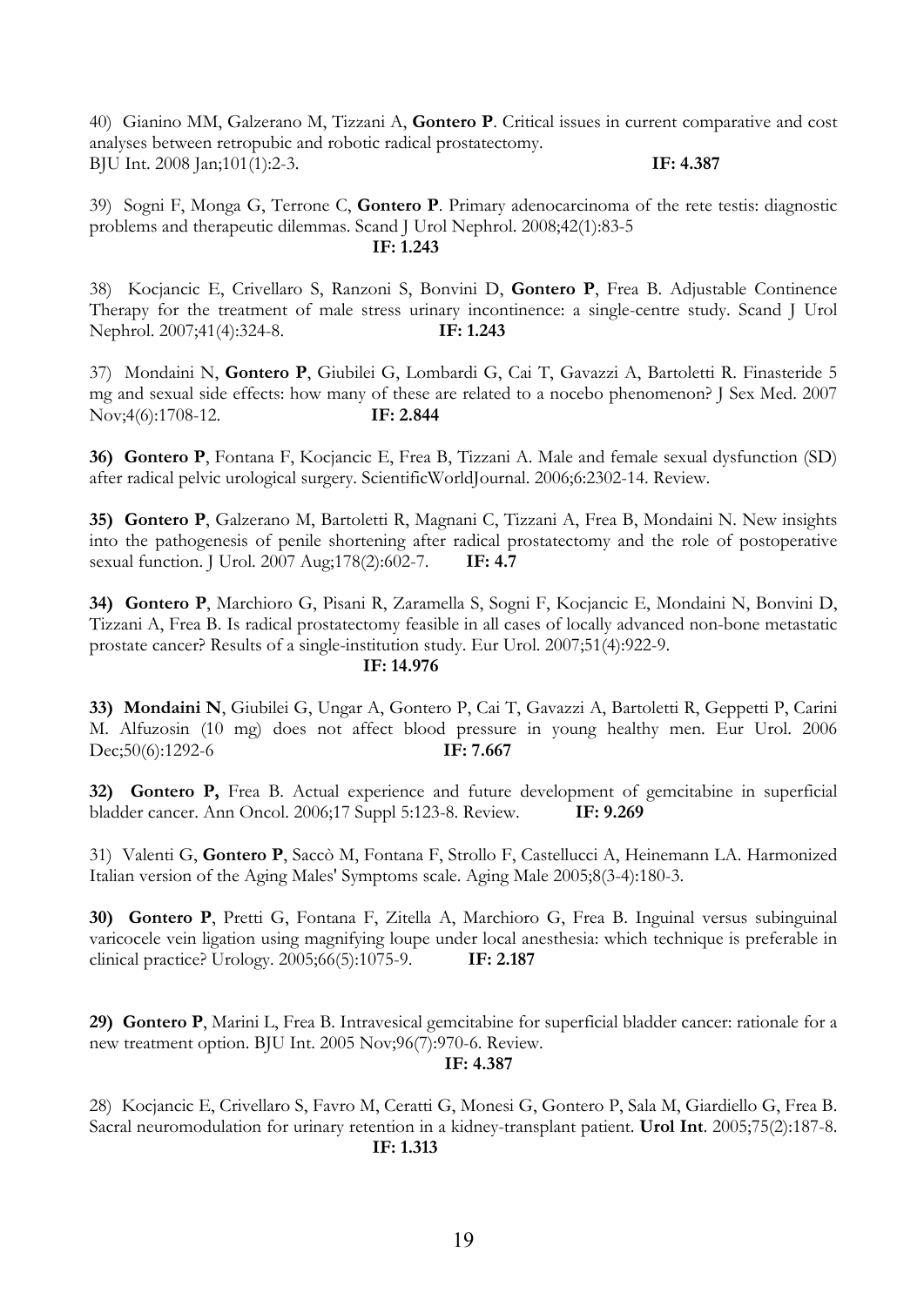40) Gianino MM, Galzerano M, Tizzani A, **Gontero P**. Critical issues in current comparative and cost analyses between retropubic and robotic radical prostatectomy.
BJU Int. 2008 Jan;101(1):2-3. **IF: 4.387**

39) Sogni F, Monga G, Terrone C, **Gontero P**. Primary adenocarcinoma of the rete testis: diagnostic problems and therapeutic dilemmas. Scand J Urol Nephrol. 2008;42(1):83-5
**IF: 1.243**

38) Kocjancic E, Crivellaro S, Ranzoni S, Bonvini D, **Gontero P**, Frea B. Adjustable Continence Therapy for the treatment of male stress urinary incontinence: a single-centre study. Scand J Urol Nephrol. 2007;41(4):324-8. **IF: 1.243**

37) Mondaini N, **Gontero P**, Giubilei G, Lombardi G, Cai T, Gavazzi A, Bartoletti R. Finasteride 5 mg and sexual side effects: how many of these are related to a nocebo phenomenon? J Sex Med. 2007 Nov;4(6):1708-12. **IF: 2.844**

**36) Gontero P**, Fontana F, Kocjancic E, Frea B, Tizzani A. Male and female sexual dysfunction (SD) after radical pelvic urological surgery. ScientificWorldJournal. 2006;6:2302-14. Review.

**35) Gontero P**, Galzerano M, Bartoletti R, Magnani C, Tizzani A, Frea B, Mondaini N. New insights into the pathogenesis of penile shortening after radical prostatectomy and the role of postoperative sexual function. J Urol. 2007 Aug;178(2):602-7. **IF: 4.7**

**34) Gontero P**, Marchioro G, Pisani R, Zaramella S, Sogni F, Kocjancic E, Mondaini N, Bonvini D, Tizzani A, Frea B. Is radical prostatectomy feasible in all cases of locally advanced non-bone metastatic prostate cancer? Results of a single-institution study. Eur Urol. 2007;51(4):922-9.
**IF: 14.976**

**33) Mondaini N**, Giubilei G, Ungar A, Gontero P, Cai T, Gavazzi A, Bartoletti R, Geppetti P, Carini M. Alfuzosin (10 mg) does not affect blood pressure in young healthy men. Eur Urol. 2006 Dec;50(6):1292-6 **IF: 7.667**

**32) Gontero P,** Frea B. Actual experience and future development of gemcitabine in superficial bladder cancer. Ann Oncol. 2006;17 Suppl 5:123-8. Review. **IF: 9.269**

31) Valenti G, **Gontero P**, Saccò M, Fontana F, Strollo F, Castellucci A, Heinemann LA. Harmonized Italian version of the Aging Males' Symptoms scale. Aging Male 2005;8(3-4):180-3.

**30) Gontero P**, Pretti G, Fontana F, Zitella A, Marchioro G, Frea B. Inguinal versus subinguinal varicocele vein ligation using magnifying loupe under local anesthesia: which technique is preferable in clinical practice? Urology. 2005;66(5):1075-9. **IF: 2.187**

**29) Gontero P**, Marini L, Frea B. Intravesical gemcitabine for superficial bladder cancer: rationale for a new treatment option. BJU Int. 2005 Nov;96(7):970-6. Review.
**IF: 4.387**

28) Kocjancic E, Crivellaro S, Favro M, Ceratti G, Monesi G, Gontero P, Sala M, Giardiello G, Frea B. Sacral neuromodulation for urinary retention in a kidney-transplant patient. **Urol Int**. 2005;75(2):187-8.
**IF: 1.313**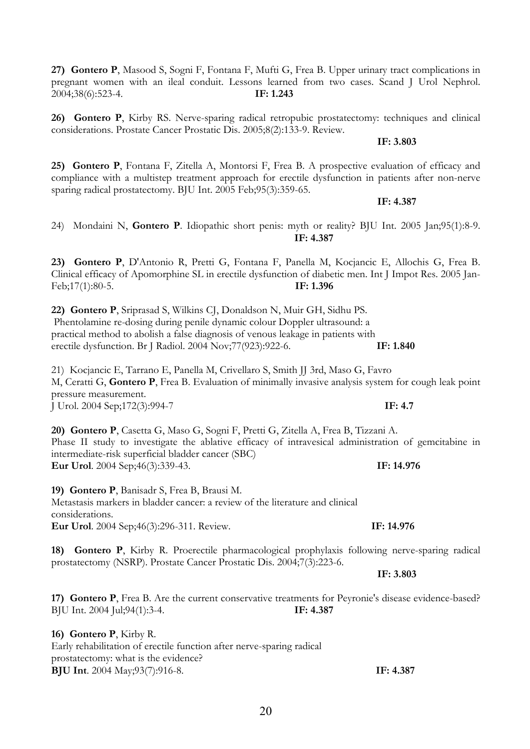**27) Gontero P**, Masood S, Sogni F, Fontana F, Mufti G, Frea B. Upper urinary tract complications in pregnant women with an ileal conduit. Lessons learned from two cases. Scand J Urol Nephrol. 2004;38(6):523-4. **IF: 1.243**

**26) Gontero P**, Kirby RS. Nerve-sparing radical retropubic prostatectomy: techniques and clinical considerations. Prostate Cancer Prostatic Dis. 2005;8(2):133-9. Review. **IF: 3.803**

**25) Gontero P**, Fontana F, Zitella A, Montorsi F, Frea B. A prospective evaluation of efficacy and compliance with a multistep treatment approach for erectile dysfunction in patients after non-nerve sparing radical prostatectomy. BJU Int. 2005 Feb;95(3):359-65. **IF: 4.387**

24) Mondaini N, **Gontero P**. Idiopathic short penis: myth or reality? BJU Int. 2005 Jan;95(1):8-9. **IF: 4.387**

**23) Gontero P**, D'Antonio R, Pretti G, Fontana F, Panella M, Kocjancic E, Allochis G, Frea B. Clinical efficacy of Apomorphine SL in erectile dysfunction of diabetic men. Int J Impot Res. 2005 Jan-Feb;17(1):80-5. **IF: 1.396**

**22) Gontero P**, Sriprasad S, Wilkins CJ, Donaldson N, Muir GH, Sidhu PS. Phentolamine re-dosing during penile dynamic colour Doppler ultrasound: a practical method to abolish a false diagnosis of venous leakage in patients with erectile dysfunction. Br J Radiol. 2004 Nov;77(923):922-6. **IF: 1.840**

21) Kocjancic E, Tarrano E, Panella M, Crivellaro S, Smith JJ 3rd, Maso G, Favro M, Ceratti G, **Gontero P**, Frea B. Evaluation of minimally invasive analysis system for cough leak point pressure measurement. J Urol. 2004 Sep;172(3):994-7 **IF: 4.7**

**20) Gontero P**, Casetta G, Maso G, Sogni F, Pretti G, Zitella A, Frea B, Tizzani A. Phase II study to investigate the ablative efficacy of intravesical administration of gemcitabine in intermediate-risk superficial bladder cancer (SBC) **Eur Urol**. 2004 Sep;46(3):339-43. **IF: 14.976**

**19) Gontero P**, Banisadr S, Frea B, Brausi M. Metastasis markers in bladder cancer: a review of the literature and clinical considerations. **Eur Urol**. 2004 Sep;46(3):296-311. Review. **IF: 14.976**

**18) Gontero P**, Kirby R. Proerectile pharmacological prophylaxis following nerve-sparing radical prostatectomy (NSRP). Prostate Cancer Prostatic Dis. 2004;7(3):223-6. **IF: 3.803**

**17) Gontero P**, Frea B. Are the current conservative treatments for Peyronie's disease evidence-based? BJU Int. 2004 Jul;94(1):3-4. **IF: 4.387**

**16) Gontero P**, Kirby R. Early rehabilitation of erectile function after nerve-sparing radical prostatectomy: what is the evidence? **BJU Int**. 2004 May;93(7):916-8. **IF: 4.387**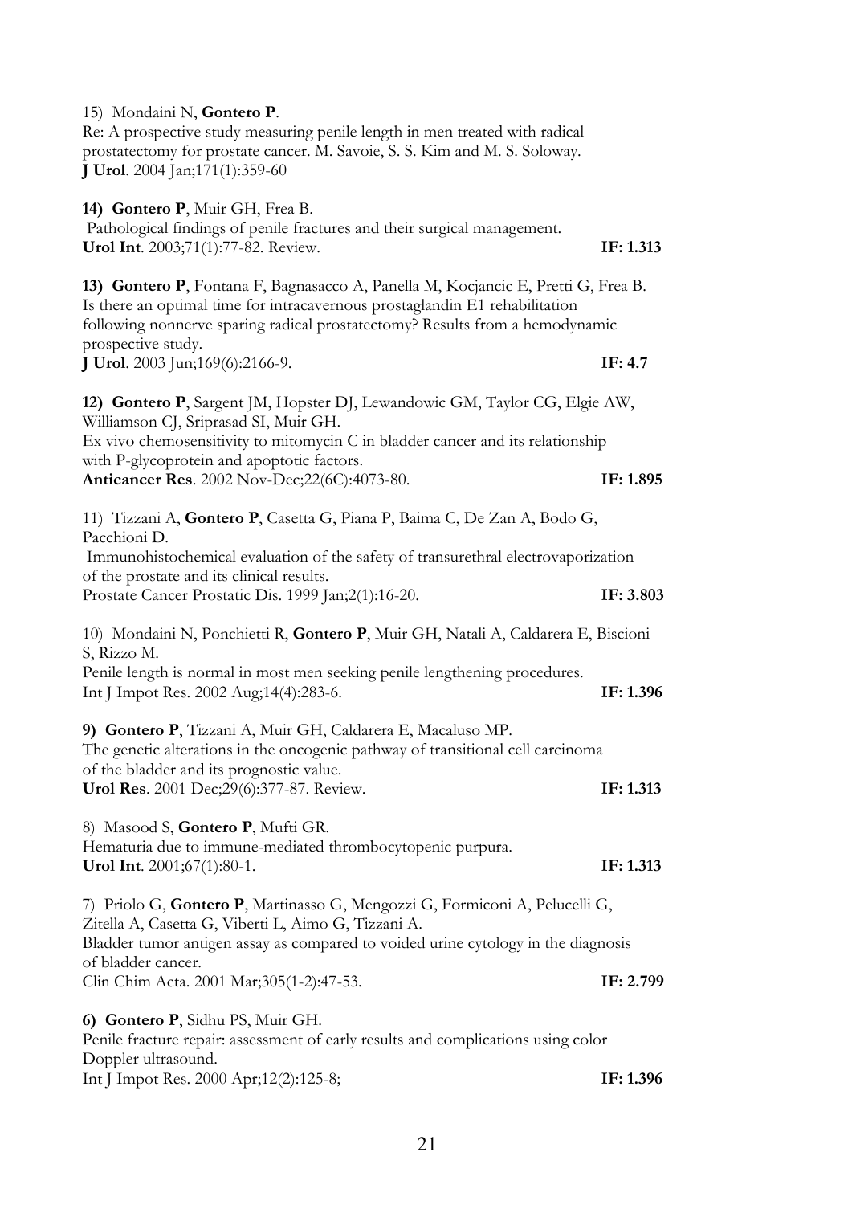15) Mondaini N, **Gontero P**.
Re: A prospective study measuring penile length in men treated with radical prostatectomy for prostate cancer. M. Savoie, S. S. Kim and M. S. Soloway.
**J Urol**. 2004 Jan;171(1):359-60

**14) Gontero P**, Muir GH, Frea B.
Pathological findings of penile fractures and their surgical management.
**Urol Int**. 2003;71(1):77-82. Review. **IF: 1.313**

**13) Gontero P**, Fontana F, Bagnasacco A, Panella M, Kocjancic E, Pretti G, Frea B.
Is there an optimal time for intracavernous prostaglandin E1 rehabilitation following nonnerve sparing radical prostatectomy? Results from a hemodynamic prospective study.
**J Urol**. 2003 Jun;169(6):2166-9. **IF: 4.7**

**12) Gontero P**, Sargent JM, Hopster DJ, Lewandowic GM, Taylor CG, Elgie AW, Williamson CJ, Sripasad SI, Muir GH.
Ex vivo chemosensitivity to mitomycin C in bladder cancer and its relationship with P-glycoprotein and apoptotic factors.
**Anticancer Res**. 2002 Nov-Dec;22(6C):4073-80. **IF: 1.895**

11) Tizzani A, **Gontero P**, Casetta G, Piana P, Baima C, De Zan A, Bodo G, Pacchioni D.
Immunohistochemical evaluation of the safety of transurethral electrovaporization of the prostate and its clinical results.
Prostate Cancer Prostatic Dis. 1999 Jan;2(1):16-20. **IF: 3.803**

10) Mondaini N, Ponchietti R, **Gontero P**, Muir GH, Natali A, Caldarera E, Biscioni S, Rizzo M.
Penile length is normal in most men seeking penile lengthening procedures.
Int J Impot Res. 2002 Aug;14(4):283-6. **IF: 1.396**

**9) Gontero P**, Tizzani A, Muir GH, Caldarera E, Macaluso MP.
The genetic alterations in the oncogenic pathway of transitional cell carcinoma of the bladder and its prognostic value.
**Urol Res**. 2001 Dec;29(6):377-87. Review. **IF: 1.313**

8) Masood S, **Gontero P**, Mufti GR.
Hematuria due to immune-mediated thrombocytopenic purpura.
**Urol Int**. 2001;67(1):80-1. **IF: 1.313**

7) Priolo G, **Gontero P**, Martinasso G, Mengozzi G, Formiconi A, Pelucelli G, Zitella A, Casetta G, Viberti L, Aimo G, Tizzani A.
Bladder tumor antigen assay as compared to voided urine cytology in the diagnosis of bladder cancer.
Clin Chim Acta. 2001 Mar;305(1-2):47-53. **IF: 2.799**

**6) Gontero P**, Sidhu PS, Muir GH.
Penile fracture repair: assessment of early results and complications using color Doppler ultrasound.
Int J Impot Res. 2000 Apr;12(2):125-8; **IF: 1.396**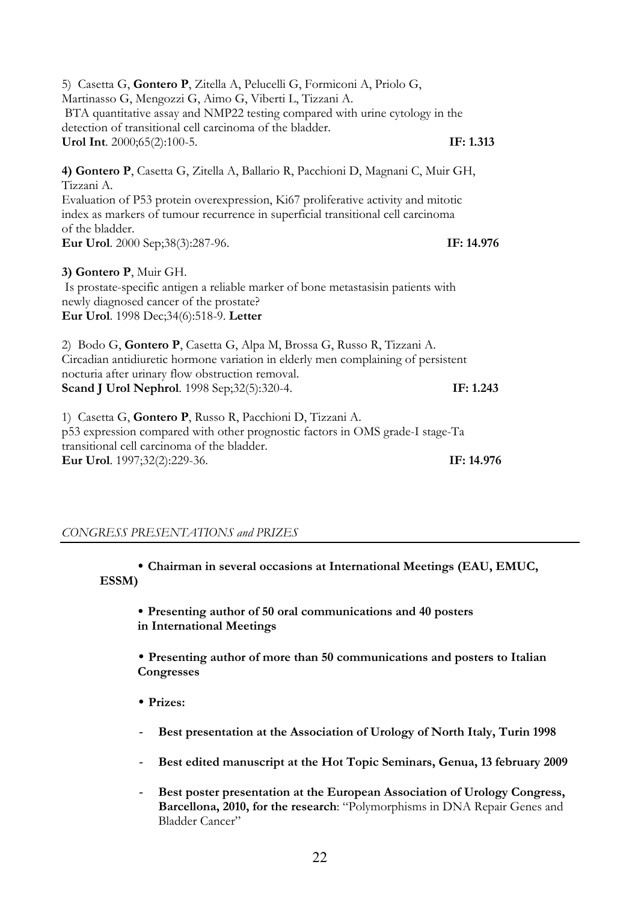5) Casetta G, **Gontero P**, Zitella A, Pelucelli G, Formiconi A, Priolo G, Martinasso G, Mengozzi G, Aimo G, Viberti L, Tizzani A.
BTA quantitative assay and NMP22 testing compared with urine cytology in the detection of transitional cell carcinoma of the bladder.
**Urol Int**. 2000;65(2):100-5. **IF: 1.313**

**4) Gontero P**, Casetta G, Zitella A, Ballario R, Pacchioni D, Magnani C, Muir GH, Tizzani A.
Evaluation of P53 protein overexpression, Ki67 proliferative activity and mitotic index as markers of tumour recurrence in superficial transitional cell carcinoma of the bladder.
**Eur Urol**. 2000 Sep;38(3):287-96. **IF: 14.976**

**3) Gontero P**, Muir GH.
Is prostate-specific antigen a reliable marker of bone metastasisin patients with newly diagnosed cancer of the prostate?
**Eur Urol**. 1998 Dec;34(6):518-9. **Letter**

2) Bodo G, **Gontero P**, Casetta G, Alpa M, Brossa G, Russo R, Tizzani A.
Circadian antidiuretic hormone variation in elderly men complaining of persistent nocturia after urinary flow obstruction removal.
**Scand J Urol Nephrol**. 1998 Sep;32(5):320-4. **IF: 1.243**

1) Casetta G, **Gontero P**, Russo R, Pacchioni D, Tizzani A.
p53 expression compared with other prognostic factors in OMS grade-I stage-Ta transitional cell carcinoma of the bladder.
**Eur Urol**. 1997;32(2):229-36. **IF: 14.976**

## *CONGRESS PRESENTATIONS and PRIZES*

- **Chairman in several occasions at International Meetings (EAU, EMUC, ESSM)**
- **Presenting author of 50 oral communications and 40 posters in International Meetings**
- **Presenting author of more than 50 communications and posters to Italian Congresses**
- **Prizes:**
  - **Best presentation at the Association of Urology of North Italy, Turin 1998**
  - **Best edited manuscript at the Hot Topic Seminars, Genua, 13 february 2009**
  - **Best poster presentation at the European Association of Urology Congress, Barcellona, 2010, for the research**: "Polymorphisms in DNA Repair Genes and Bladder Cancer"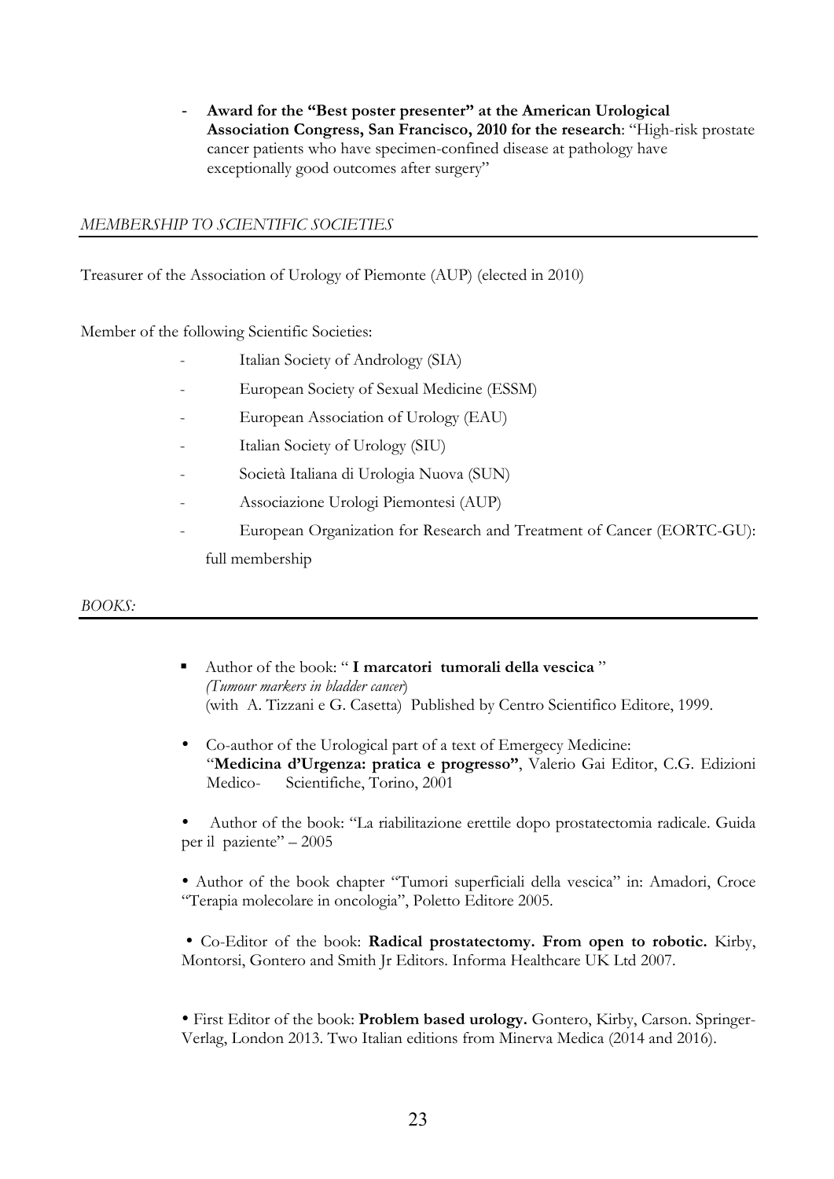- **Award for the "Best poster presenter" at the American Urological Association Congress, San Francisco, 2010 for the research**: "High-risk prostate cancer patients who have specimen-confined disease at pathology have exceptionally good outcomes after surgery"

## *MEMBERSHIP TO SCIENTIFIC SOCIETIES*

Treasurer of the Association of Urology of Piemonte (AUP) (elected in 2010)

Member of the following Scientific Societies:

- Italian Society of Andrology (SIA)
- European Society of Sexual Medicine (ESSM)
- European Association of Urology (EAU)
- Italian Society of Urology (SIU)
- Società Italiana di Urologia Nuova (SUN)
- Associazione Urologi Piemontesi (AUP)
- European Organization for Research and Treatment of Cancer (EORTC-GU): full membership

## *BOOKS:*

- Author of the book: " **I marcatori tumorali della vescica** " *(Tumour markers in bladder cancer*) (with A. Tizzani e G. Casetta) Published by Centro Scientifico Editore, 1999.

- Co-author of the Urological part of a text of Emergecy Medicine: "**Medicina d'Urgenza: pratica e progresso"**, Valerio Gai Editor, C.G. Edizioni Medico- Scientifiche, Torino, 2001

- Author of the book: "La riabilitazione erettile dopo prostatectomia radicale. Guida per il paziente" – 2005

- Author of the book chapter "Tumori superficiali della vescica" in: Amadori, Croce "Terapia molecolare in oncologia", Poletto Editore 2005.

- Co-Editor of the book: **Radical prostatectomy. From open to robotic.** Kirby, Montorsi, Gontero and Smith Jr Editors. Informa Healthcare UK Ltd 2007.

- First Editor of the book: **Problem based urology.** Gontero, Kirby, Carson. Springer-Verlag, London 2013. Two Italian editions from Minerva Medica (2014 and 2016).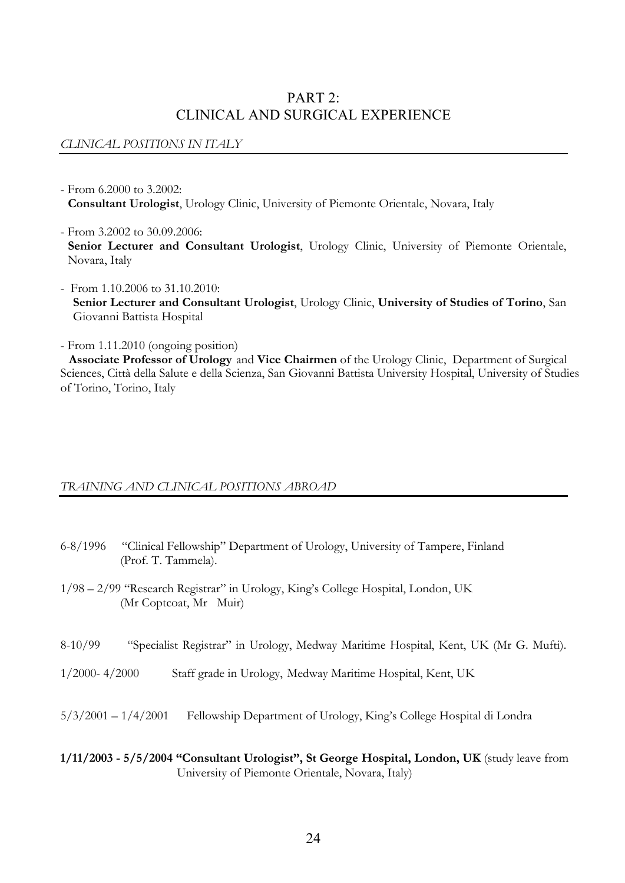# PART 2:
# CLINICAL AND SURGICAL EXPERIENCE

## *CLINICAL POSITIONS IN ITALY*

- From 6.2000 to 3.2002:
  **Consultant Urologist**, Urology Clinic, University of Piemonte Orientale, Novara, Italy

- From 3.2002 to 30.09.2006:
  **Senior Lecturer and Consultant Urologist**, Urology Clinic, University of Piemonte Orientale, Novara, Italy

- From 1.10.2006 to 31.10.2010:
  **Senior Lecturer and Consultant Urologist**, Urology Clinic, **University of Studies of Torino**, San Giovanni Battista Hospital

- From 1.11.2010 (ongoing position)
  **Associate Professor of Urology** and **Vice Chairmen** of the Urology Clinic, Department of Surgical Sciences, Città della Salute e della Scienza, San Giovanni Battista University Hospital, University of Studies of Torino, Torino, Italy

## *TRAINING AND CLINICAL POSITIONS ABROAD*

6-8/1996 "Clinical Fellowship" Department of Urology, University of Tampere, Finland (Prof. T. Tammela).

1/98 – 2/99 "Research Registrar" in Urology, King's College Hospital, London, UK (Mr Coptcoat, Mr Muir)

8-10/99 "Specialist Registrar" in Urology, Medway Maritime Hospital, Kent, UK (Mr G. Mufti).

1/2000- 4/2000 Staff grade in Urology, Medway Maritime Hospital, Kent, UK

5/3/2001 – 1/4/2001 Fellowship Department of Urology, King's College Hospital di Londra

**1/11/2003 - 5/5/2004 "Consultant Urologist", St George Hospital, London, UK** (study leave from University of Piemonte Orientale, Novara, Italy)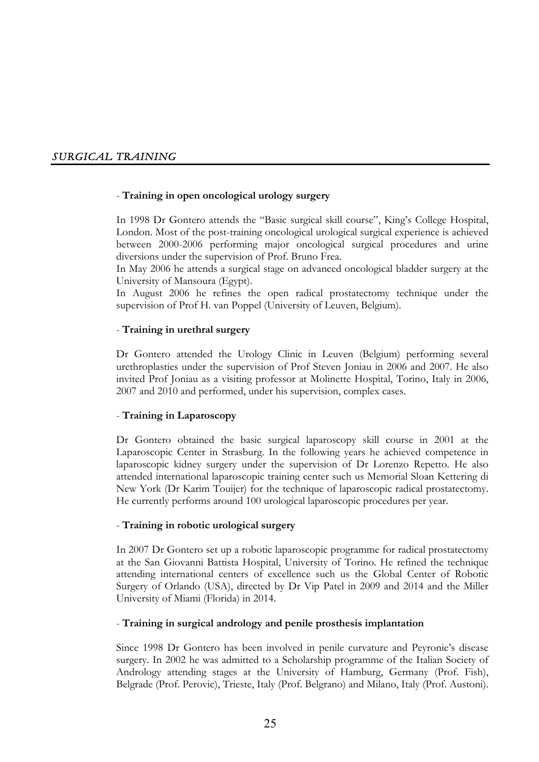## *SURGICAL TRAINING*

- **Training in open oncological urology surgery**

In 1998 Dr Gontero attends the "Basic surgical skill course", King's College Hospital, London. Most of the post-training oncological urological surgical experience is achieved between 2000-2006 performing major oncological surgical procedures and urine diversions under the supervision of Prof. Bruno Frea.

In May 2006 he attends a surgical stage on advanced oncological bladder surgery at the University of Mansoura (Egypt).

In August 2006 he refines the open radical prostatectomy technique under the supervision of Prof H. van Poppel (University of Leuven, Belgium).

- **Training in urethral surgery**

Dr Gontero attended the Urology Clinic in Leuven (Belgium) performing several urethroplasties under the supervision of Prof Steven Joniau in 2006 and 2007. He also invited Prof Joniau as a visiting professor at Molinette Hospital, Torino, Italy in 2006, 2007 and 2010 and performed, under his supervision, complex cases.

- **Training in Laparoscopy**

Dr Gontero obtained the basic surgical laparoscopy skill course in 2001 at the Laparoscopic Center in Strasburg. In the following years he achieved competence in laparoscopic kidney surgery under the supervision of Dr Lorenzo Repetto. He also attended international laparoscopic training center such us Memorial Sloan Kettering di New York (Dr Karim Touijer) for the technique of laparoscopic radical prostatectomy. He currently performs around 100 urological laparoscopic procedures per year.

- **Training in robotic urological surgery**

In 2007 Dr Gontero set up a robotic laparoscopic programme for radical prostatectomy at the San Giovanni Battista Hospital, University of Torino. He refined the technique attending international centers of excellence such us the Global Center of Robotic Surgery of Orlando (USA), directed by Dr Vip Patel in 2009 and 2014 and the Miller University of Miami (Florida) in 2014.

- **Training in surgical andrology and penile prosthesis implantation**

Since 1998 Dr Gontero has been involved in penile curvature and Peyronie's disease surgery. In 2002 he was admitted to a Scholarship programme of the Italian Society of Andrology attending stages at the University of Hamburg, Germany (Prof. Fish), Belgrade (Prof. Perovic), Trieste, Italy (Prof. Belgrano) and Milano, Italy (Prof. Austoni).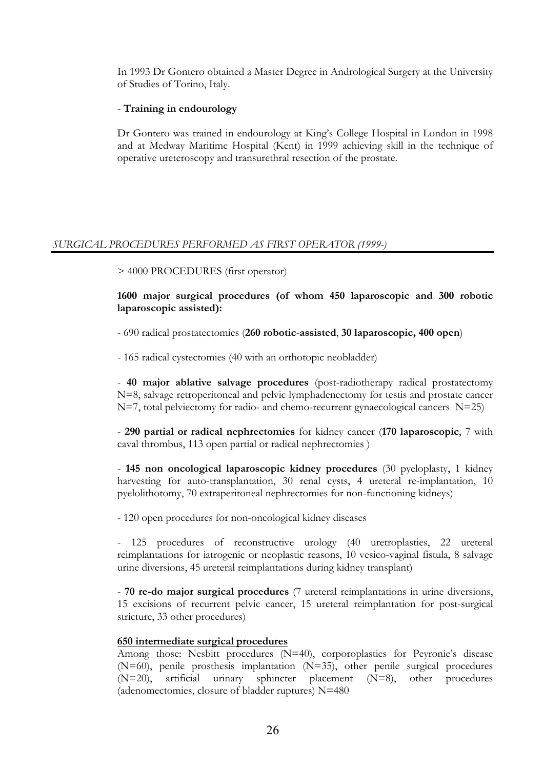In 1993 Dr Gontero obtained a Master Degree in Andrological Surgery at the University of Studies of Torino, Italy.

- **Training in endourology**

Dr Gontero was trained in endourology at King's College Hospital in London in 1998 and at Medway Maritime Hospital (Kent) in 1999 achieving skill in the technique of operative ureteroscopy and transurethral resection of the prostate.

## *SURGICAL PROCEDURES PERFORMED AS FIRST OPERATOR (1999-)*

> 4000 PROCEDURES (first operator)

**1600 major surgical procedures (of whom 450 laparoscopic and 300 robotic laparoscopic assisted):**

- 690 radical prostatectomies (**260 robotic-assisted**, **30 laparoscopic, 400 open**)

- 165 radical cystectomies (40 with an orthotopic neobladder)

- **40 major ablative salvage procedures** (post-radiotherapy radical prostatectomy N=8, salvage retroperitoneal and pelvic lymphadenectomy for testis and prostate cancer N=7, total pelviectomy for radio- and chemo-recurrent gynaecological cancers N=25)

- **290 partial or radical nephrectomies** for kidney cancer (**170 laparoscopic**, 7 with caval thrombus, 113 open partial or radical nephrectomies )

- **145 non oncological laparoscopic kidney procedures** (30 pyeloplasty, 1 kidney harvesting for auto-transplantation, 30 renal cysts, 4 ureteral re-implantation, 10 pyelolithotomy, 70 extraperitoneal nephrectomies for non-functioning kidneys)

- 120 open procedures for non-oncological kidney diseases

- 125 procedures of reconstructive urology (40 uretroplasties, 22 ureteral reimplantations for iatrogenic or neoplastic reasons, 10 vesico-vaginal fistula, 8 salvage urine diversions, 45 ureteral reimplantations during kidney transplant)

- **70 re-do major surgical procedures** (7 ureteral reimplantations in urine diversions, 15 excisions of recurrent pelvic cancer, 15 ureteral reimplantation for post-surgical stricture, 33 other procedures)

**650 intermediate surgical procedures**

Among those: Nesbitt procedures (N=40), corporoplasties for Peyronie's disease (N=60), penile prosthesis implantation (N=35), other penile surgical procedures (N=20), artificial urinary sphincter placement (N=8), other procedures (adenomectomies, closure of bladder ruptures) N=480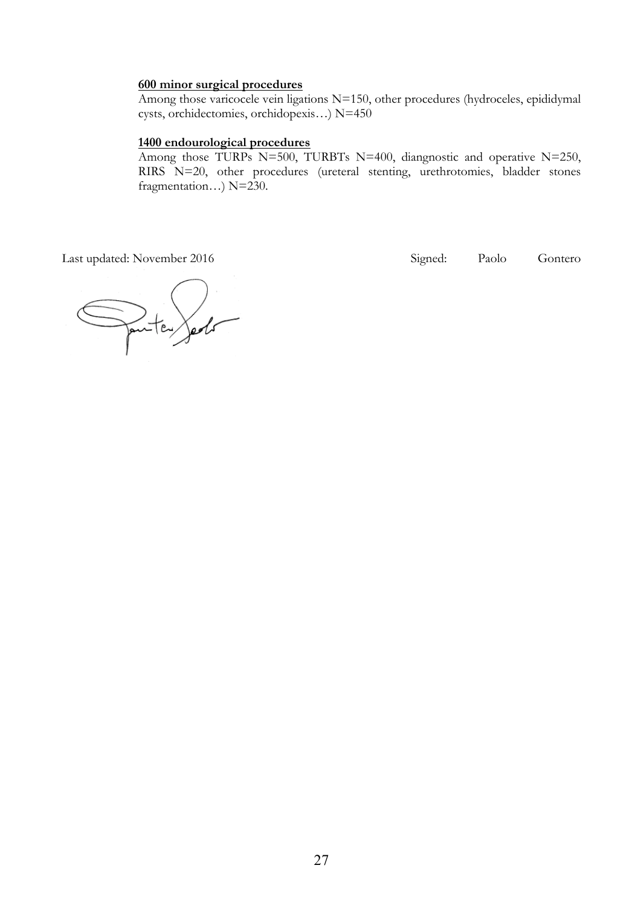**600 minor surgical procedures**

Among those varicocele vein ligations N=150, other procedures (hydroceles, epididymal cysts, orchidectomies, orchidopexis…) N=450

**1400 endourological procedures**

Among those TURPs N=500, TURBTs N=400, diangnostic and operative N=250, RIRS N=20, other procedures (ureteral stenting, urethrotomies, bladder stones fragmentation…) N=230.

Last updated: November 2016 Signed: Paolo Gontero